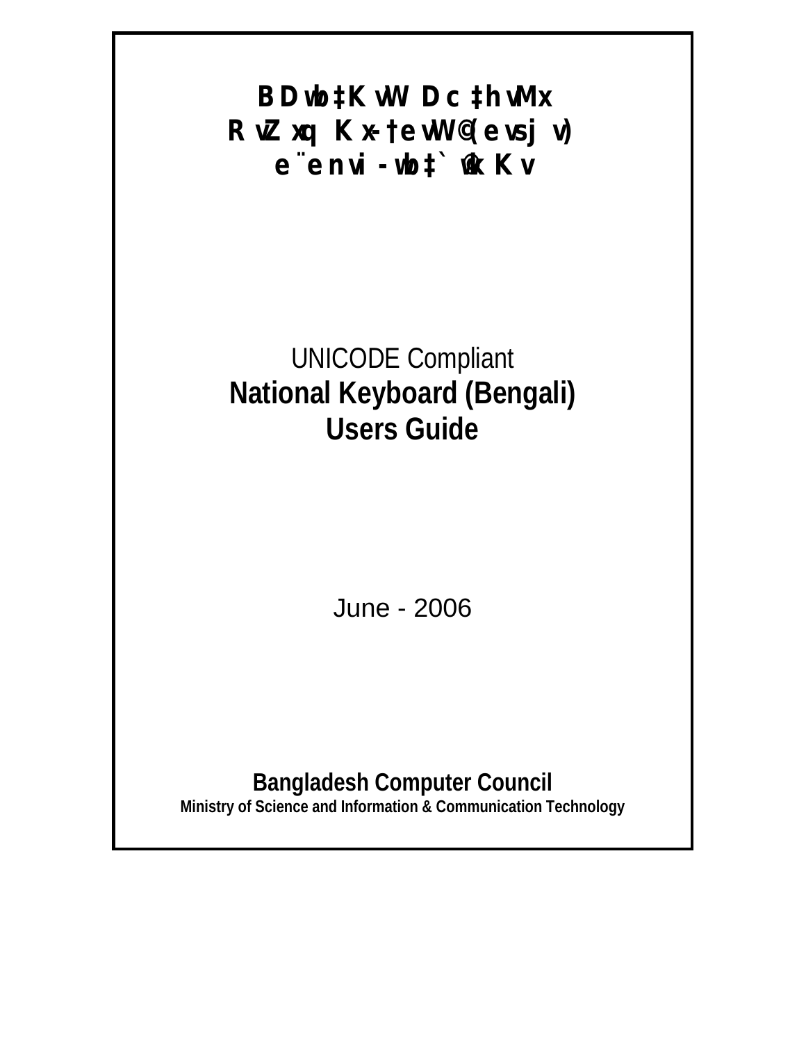# ইউনিকোড উপযোগী
# জাতীয় কী-বোর্ড (বাংলা)
# ব্যবহার-নির্দেশিকা

UNICODE Compliant

# National Keyboard (Bengali)
# Users Guide

June - 2006

**Bangladesh Computer Council**

**Ministry of Science and Information & Communication Technology**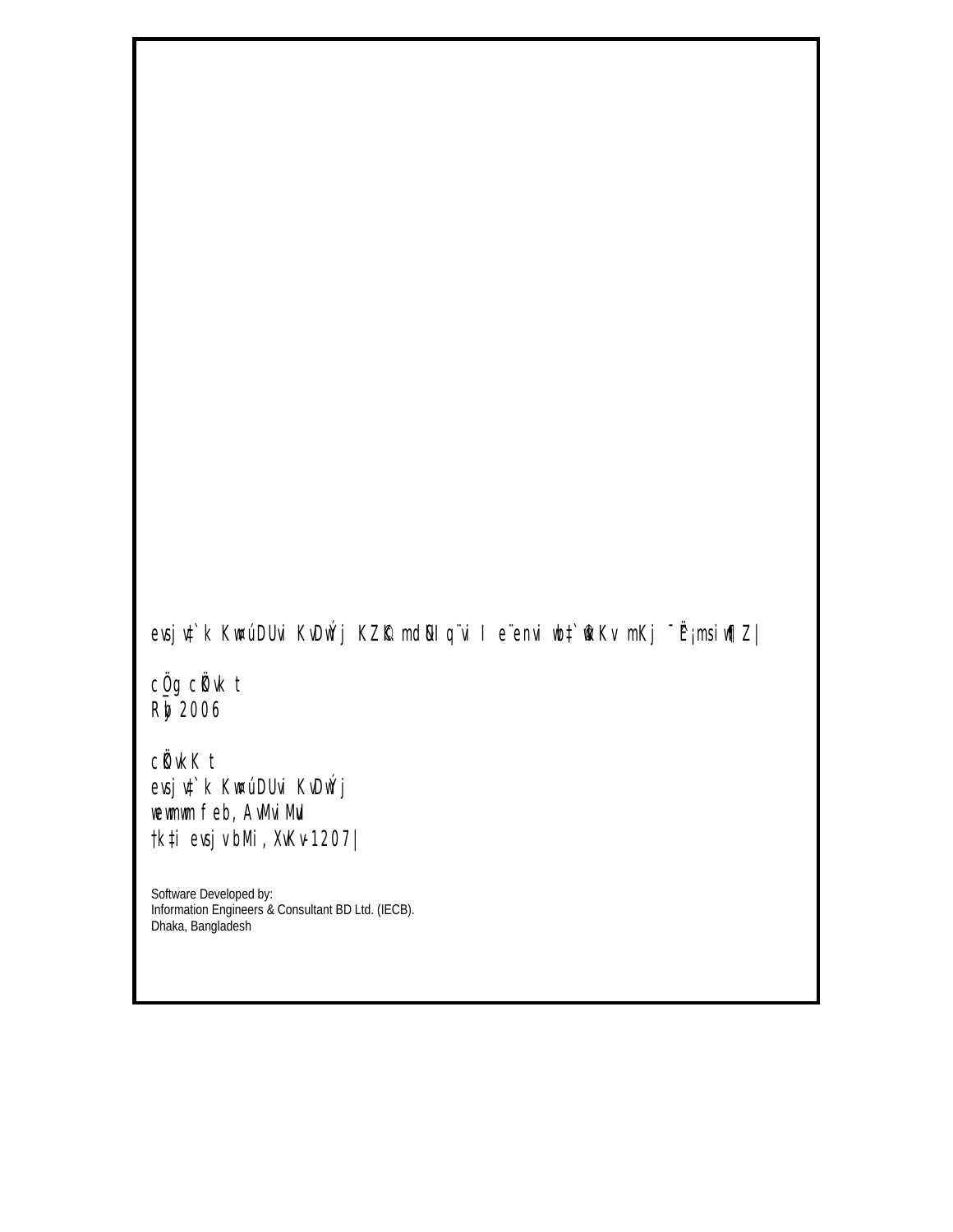evsjv‡`k KwmúDUvi KvDwÝj KZ©„K mdUIq¨vi I e¨enviwb‡`©wkKv mKj ¯^Ë¡msiwÿZ|

cÖ_g cÖKvkt
Ryb 2006

cÖKvkKt
evsjv‡`k KwmúDUvi KvDwÝj
wewmwm feb, AvMviMvuI
†k‡i evsjv bMi, XvKv-1207|

Software Developed by:
Information Engineers & Consultant BD Ltd. (IECB).
Dhaka, Bangladesh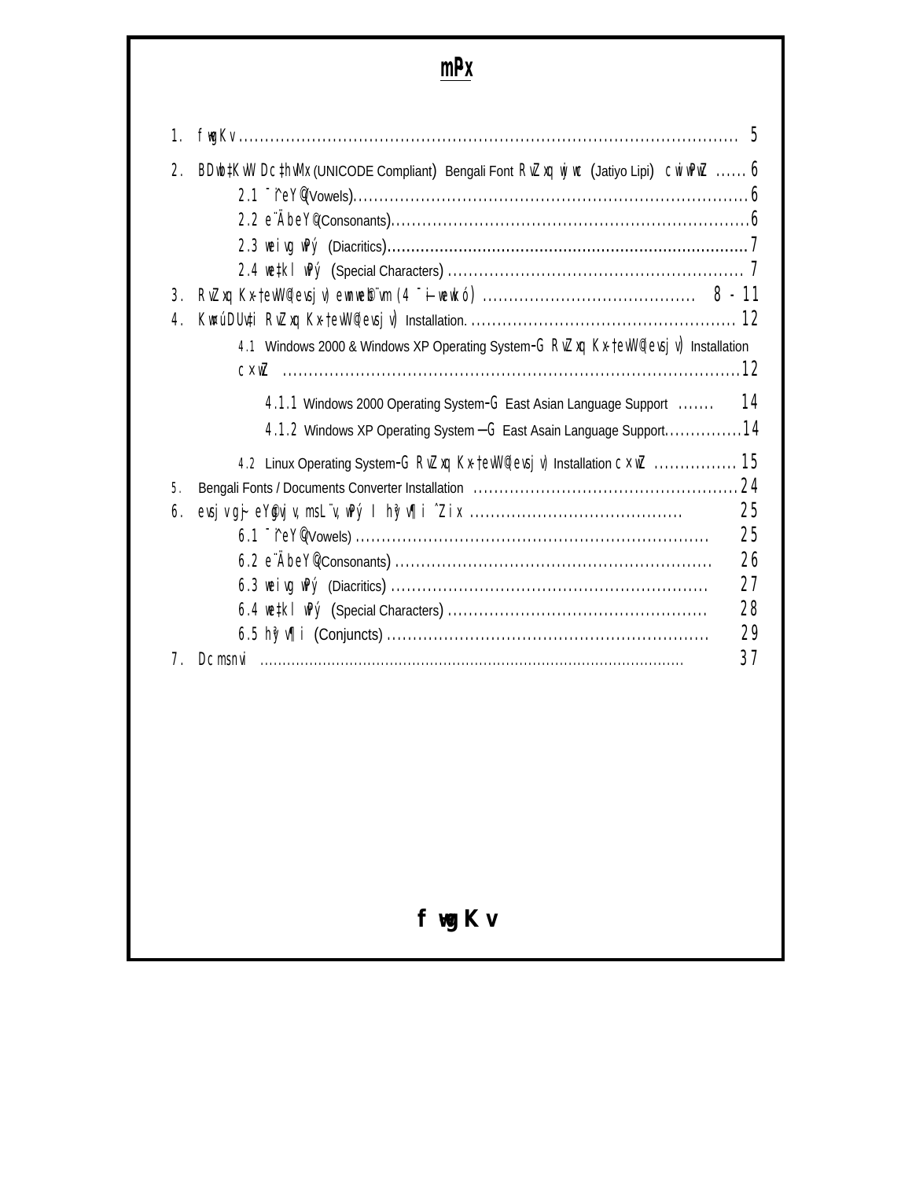# mPx

1. fwgKv ............................................................................................. 5
2. BDwb‡KvW Dc‡hvMx (UNICODE Compliant) Bengali Font RvZxq wjwc (Jatiyo Lipi) cwiwPwZ ...... 6
    - 2.1 ¯^ieY© (Vowels)............................................................................6
    - 2.2 e¨ÄbeY© (Consonants)....................................................................6
    - 2.3 weiwg wPý (Diacritics)...........................................................................7
    - 2.4 we‡kl wPý (Special Characters) ........................................................ 7
3. RvZxq Kx-†evW© (evsjv) ewnwe©b¨vm (4 ¯—i-wewkó) ......................................... 8 - 11
4. KwcøDUv‡i RvZxq Kx-†evW© (evsjv) Installation. ................................................... 12
    - 4.1 Windows 2000 & Windows XP Operating System-G RvZxq Kx-†evW© (evsjv) Installation cxwZ ......................................................................................12
        - 4.1.1 Windows 2000 Operating System-G East Asian Language Support ....... 14
        - 4.1.2 Windows XP Operating System —G East Asain Language Support...............14
    - 4.2 Linux Operating System-G RvZxq Kx-†evW© (evsjv) Installation cxwZ ................ 15
5. Bengali Fonts / Documents Converter Installation ..................................................24
6. evsjv gy`ª eY©gvjv, msL¨v, wPý I hy³vÿi ˆZix ........................................ 25
    - 6.1 ¯^ieY© (Vowels) .................................................................... 25
    - 6.2 e¨ÄbeY© (Consonants) ............................................................ 26
    - 6.3 weiwg wPý (Diacritics) ............................................................ 27
    - 6.4 we‡kl wPý (Special Characters) ................................................. 28
    - 6.5 hy³vÿi (Conjuncts) ............................................................. 29
7. Dcmsnvi ........................................................................................... 37

# fwgKv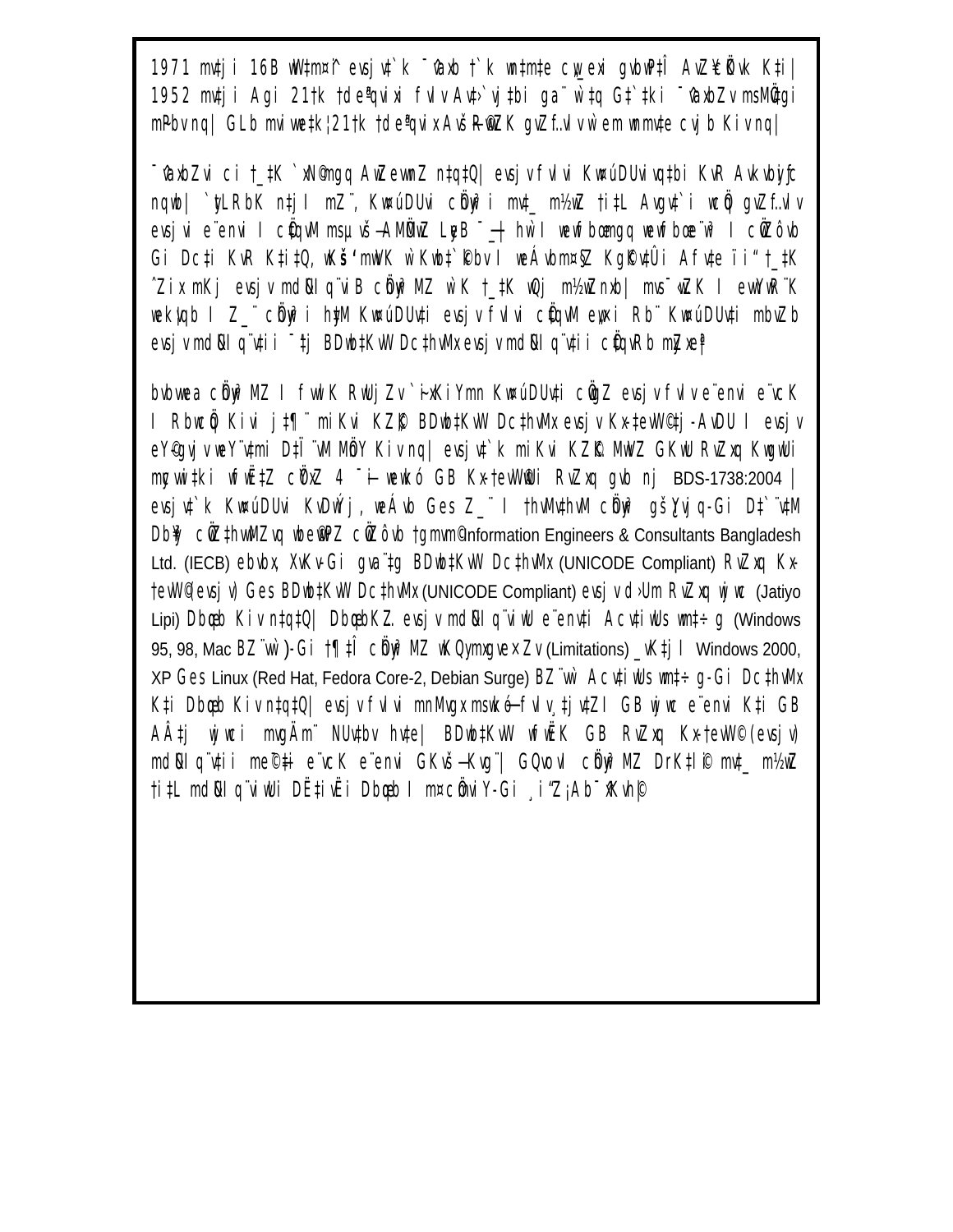1971 mv‡ji 16B wW‡m¤^i evsjv‡`k ¯^vaxb †`k wn‡m‡e cw„_exi gvbwP‡Î AvZ¥cÖKvk K‡i| 1952 mv‡ji Agi 21‡k †deª“qvix fvlv Av‡›`vj‡bi ga¨ w`‡q G‡`‡ki ¯^vaxbZv msMÖv‡gi m~Pbv nq| GLb mviv we‡k¦ 21‡k †deª“qvix AvšÍR©vwZK gvZ…fvlv w`em wn‡m‡e cvjb Kiv nq|

¯^vaxbZvi ci †_‡K `xN©mgq AwZewnZ n‡q‡Q| evsjv fvlvi Kw¤úDUvivq‡bi KvR Av‡kvbyiƒc nqwb| `ytLRbK n‡jI mZ¨, Kw¤úDUvi cÖhyw³i mv‡_ m½wZ †i‡L Avgv‡`i wcÖq gvZ…fvlv evsjvi e¨envi I cÖ‡qvM msµvšÍ AMÖMwZ Lye ¯^í| hw`I wewfbœ mgq wewfbœ e¨w³ I cÖwZôvb Gi Dc‡i KvR K‡i‡Q, wKš' mwVK w`Kwb‡`©kbv I weÁvbm¤§Z Kg©cš'vi Afv‡e ïi“ †_‡K ˆZix mKj evsjv mdUIq¨viB cÖhyw³ MZ w`K †_‡K wÎæ m½wZnxb| mvs¯‹…wZK I ewYwR¨K wek¦vqb I Z_¨ cÖhyw³i hyM Kw¤úDUv‡i evsjv fvlvi cÖ‡qvM eyS‡Z Rb¨ Kw¤úDUv‡i mbvZb evsjv mdUIq¨v‡ii ¯'‡j BDwb‡KvW Dc‡hvMx evsjv mdUIq¨v‡ii cÖ‡qvRb mgqe×|

bvbvwea cÖhyw³ MZ I fvlvK RwUjZv `i~xKiY mn Kw¤úDUv‡i cÖ‡qvM evsjv fvlv e¨envi e¨vcK I Rbwcøq Kivi j‡¶¨ miKvi KZ…©K BDwb‡KvW Dc‡hvMx evsjv Kx-†evW©‡j-AvDU I evsjv eY©gvjv weY¨v‡mi D‡Ï¨‡M MÖnY Kiv nq| evsjv‡`k miKvi KZ…©K MwVZ GKwU RvZxq KwgwUi mycvwi‡ki wfwË‡Z cÖYxZ 4 ¯Íi wewkó GB Kx-†evW©wU RvZxq gvb nj BDS-1738:2004 | evsjv‡`k Kw¤úDUvi KvDwÝj, weÁvb Ges Z_¨ I †hvMv‡hvM cÖhyw³ gš¿Yvjq-Gi D‡`¨v‡M Db¥y³ cÖwZ‡hvwMZvq wbe©vwPZ cÖwZôvb †gmvm© Information Engineers & Consultants Bangladesh Ltd. (IECB) ebvbx, XvKv-Gi gva¨‡g BDwb‡KvW Dc‡hvMx (UNICODE Compliant) RvZxq Kx-†evW© (evsjv) Ges BDwb‡KvW Dc‡hvMx (UNICODE Compliant) evsjv d›Um RvZxq wjwc (Jatiyo Lipi) Db¥y³ Kiv n‡q‡Q| Db¥y³KZ. evsjv mdUIq¨viwU e¨env‡ii Acv‡iwUs wm‡÷g (Windows 95, 98, Mac BZ¨vw`)-Gi †¶‡Î cÖhyw³ MZ wKQymxgve×Zv (Limitations) _vK‡jI Windows 2000, XP Ges Linux (Red Hat, Fedora Core-2, Debian Surge) BZ¨vw` Acv‡iwUs wm‡÷g-Gi Dc‡hvMx K‡i Db¥y³ Kiv n‡q‡Q| evsjv fvlvi mnRMg¨Zv msiÿ‡Y fvlv¸‡jv‡ZI GB wjwc e¨envi K‡i GB AÂ‡j wjwci mgš^q¨ NUv‡bv hv‡e| BDwb‡KvW wfwËK GB RvZxq Kx-†evW© (evsjv) mdUIq¨v‡ii me©‡ÿ‡Î e¨vcK e¨envi GKvšÍ Kvg¨| GQvovI cÖhyw³ MZ DrK‡l© mv‡_ m½wZ †i‡L mdUIq¨viwUi DË‡ivËi Dbœqb I m¤cÖmviY-Gi ¸i“Z¡Ab¯^xKvh©|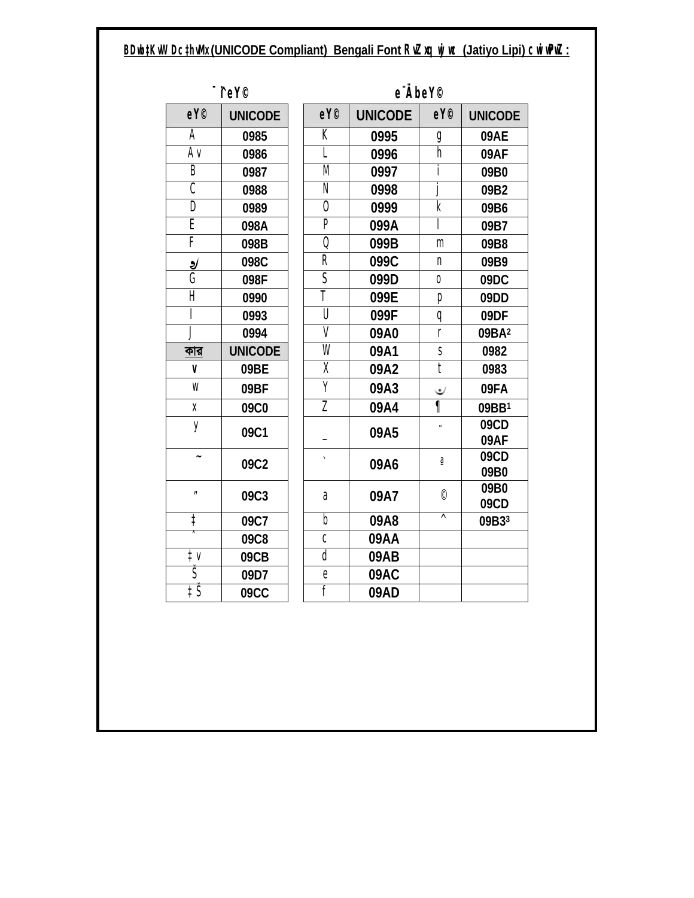**BDwb‡KvW Dc‡hvMx (UNICODE Compliant) Bengali Font RvZxq wjwc (Jatiyo Lipi) cwiwPwZ :**

| ¯^ieY© | | | e¨ÄbeY© | | | |
|---|---|---|---|---|---|---|
| eY© | UNICODE | | eY© | UNICODE | eY© | UNICODE |
| A | 0985 | | K | 0995 | g | 09AE |
| Av | 0986 | | L | 0996 | h | 09AF |
| B | 0987 | | M | 0997 | i | 09B0 |
| C | 0988 | | N | 0998 | j | 09B2 |
| D | 0989 | | O | 0999 | k | 09B6 |
| E | 098A | | P | 099A | l | 09B7 |
| F | 098B | | Q | 099B | m | 09B8 |
| ঌ | 098C | | R | 099C | n | 09B9 |
| G | 098F | | S | 099D | o | 09DC |
| H | 0990 | | T | 099E | p | 09DD |
| I | 0993 | | U | 099F | q | 09DF |
| J | 0994 | | V | 09A0 | r | 09BA[2] |
| কার | UNICODE | | W | 09A1 | s | 0982 |
| v | 09BE | | X | 09A2 | t | 0983 |
| w | 09BF | | Y | 09A3 | ৺ | 09FA |
| x | 09C0 | | Z | 09A4 | ¶ | 09BB[1] |
| y | 09C1 | | _ | 09A5 | ¨ | 09CD 09AF |
| ~ | 09C2 | | ` | 09A6 | ª | 09CD 09B0 |
| " | 09C3 | | a | 09A7 | © | 09B0 09CD |
| ‡ | 09C7 | | b | 09A8 | ^ | 09B3[3] |
| ˆ | 09C8 | | c | 09AA | | |
| ‡v | 09CB | | d | 09AB | | |
| Š | 09D7 | | e | 09AC | | |
| ‡Š | 09CC | | f | 09AD | | |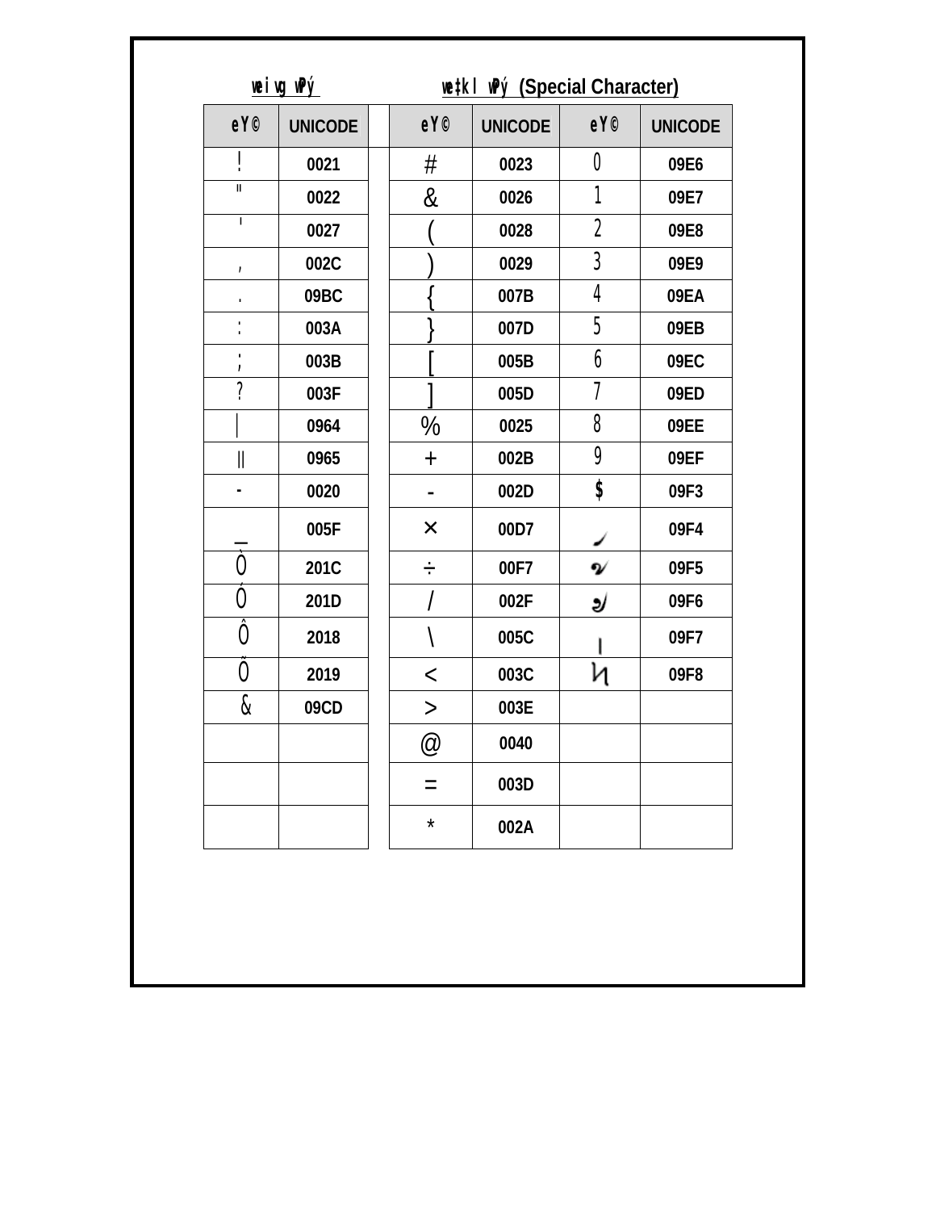## weivg wPý

| eY© | UNICODE |
|---|---|
| ! | 0021 |
| " | 0022 |
| ' | 0027 |
| , | 002C |
| . | 09BC |
| : | 003A |
| ; | 003B |
| ? | 003F |
| \| | 0964 |
| \|\| | 0965 |
| - | 0020 |
| _ | 005F |
| Ò | 201C |
| Ó | 201D |
| Ô | 2018 |
| Õ | 2019 |
| & | 09CD |

## we‡kl wPý (Special Character)

| eY© | UNICODE | eY© | UNICODE |
|---|---|---|---|
| # | 0023 | 0 | 09E6 |
| & | 0026 | 1 | 09E7 |
| ( | 0028 | 2 | 09E8 |
| ) | 0029 | 3 | 09E9 |
| { | 007B | 4 | 09EA |
| } | 007D | 5 | 09EB |
| [ | 005B | 6 | 09EC |
| ] | 005D | 7 | 09ED |
| % | 0025 | 8 | 09EE |
| + | 002B | 9 | 09EF |
| - | 002D | $ | 09F3 |
| × | 00D7 | ৴ | 09F4 |
| ÷ | 00F7 | ৵ | 09F5 |
| / | 002F | ৶ | 09F6 |
| \ | 005C | ৷ | 09F7 |
| < | 003C | ৸ | 09F8 |
| > | 003E | | |
| @ | 0040 | | |
| = | 003D | | |
| * | 002A | | |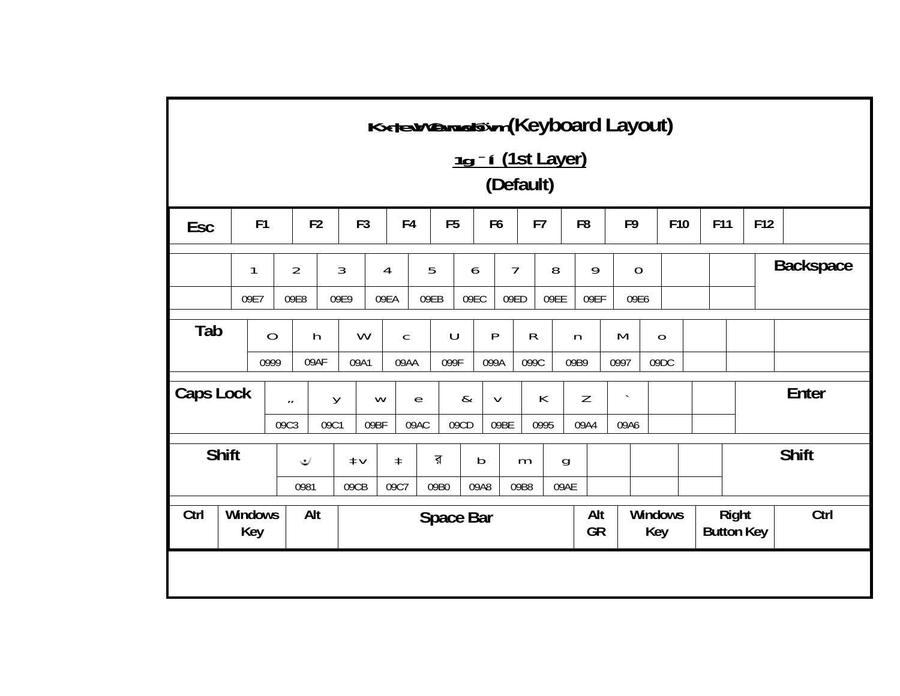# Kx‹ÆevW© web¨vm (Keyboard Layout)

## 1g ¯Íi (1st Layer)

## (Default)

| Esc | F1 | F2 | F3 | F4 | F5 | F6 | F7 | F8 | F9 | F10 | F11 | F12 | |
|---|---|---|---|---|---|---|---|---|---|---|---|---|---|

| | 1 | 2 | 3 | 4 | 5 | 6 | 7 | 8 | 9 | 0 | | | Backspace |
|---|---|---|---|---|---|---|---|---|---|---|---|---|---|
| | 09E7 | 09E8 | 09E9 | 09EA | 09EB | 09EC | 09ED | 09EE | 09EF | 09E6 | | | |

| Tab | O | h | W | c | U | P | R | n | M | o | | | |
|---|---|---|---|---|---|---|---|---|---|---|---|---|---|
| | 0999 | 09AF | 09A1 | 09AA | 099F | 099A | 099C | 09B9 | 0997 | 09DC | | | |

| Caps Lock | „ | y | w | e | & | v | K | Z | ` | | | Enter |
|---|---|---|---|---|---|---|---|---|---|---|---|---|
| | 09C3 | 09C1 | 09BF | 09AC | 09CD | 09BE | 0995 | 09A4 | 09A6 | | | |

| Shift | ঁ | ‡v | ‡ | র | b | m | g | | | | Shift |
|---|---|---|---|---|---|---|---|---|---|---|---|
| | 0981 | 09CB | 09C7 | 09B0 | 09A8 | 09B8 | 09AE | | | | |

| Ctrl | Windows Key | Alt | Space Bar | Alt GR | Windows Key | Right Button Key | Ctrl |
|---|---|---|---|---|---|---|---|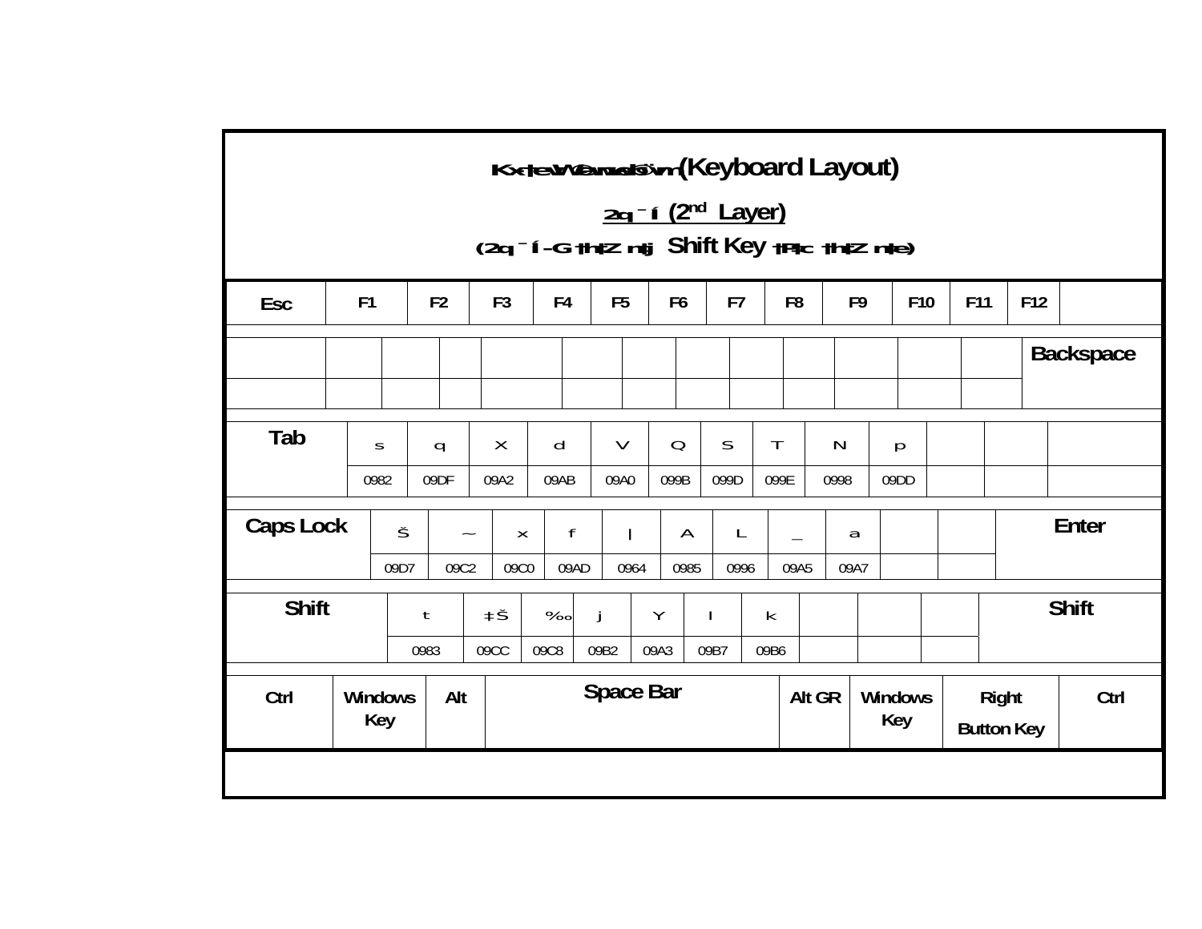## Kx‡evW© web¨vm (Keyboard Layout)

### 2q ¯Íi (2nd Layer)

### (2q ¯Í‡i †h‡Z n‡j Shift Key †P‡c †h‡Z n‡e)

| Esc | F1 | F2 | F3 | F4 | F5 | F6 | F7 | F8 | F9 | F10 | F11 | F12 | |
|---|---|---|---|---|---|---|---|---|---|---|---|---|---|
| | | | | | | | | | | | | | Backspace |
| | | | | | | | | | | | | | |
| Tab | s | q | X | d | V | Q | S | T | N | p | | | |
| | 0982 | 09DF | 09A2 | 09AB | 09A0 | 099B | 099D | 099E | 0998 | 09DD | | | |
| Caps Lock | Š | ~ | x | f | \| | A | L | _ | a | | | Enter | |
| | 09D7 | 09C2 | 09C0 | 09AD | 0964 | 0985 | 0996 | 09A5 | 09A7 | | | | |
| Shift | t | ‡Š | ‰ | j | Y | l | k | | | | Shift | | |
| | 0983 | 09CC | 09C8 | 09B2 | 09A3 | 09B7 | 09B6 | | | | | | |
| Ctrl | Windows Key | Alt | Space Bar | Alt GR | Windows Key | Right Button Key | Ctrl | | | | | | |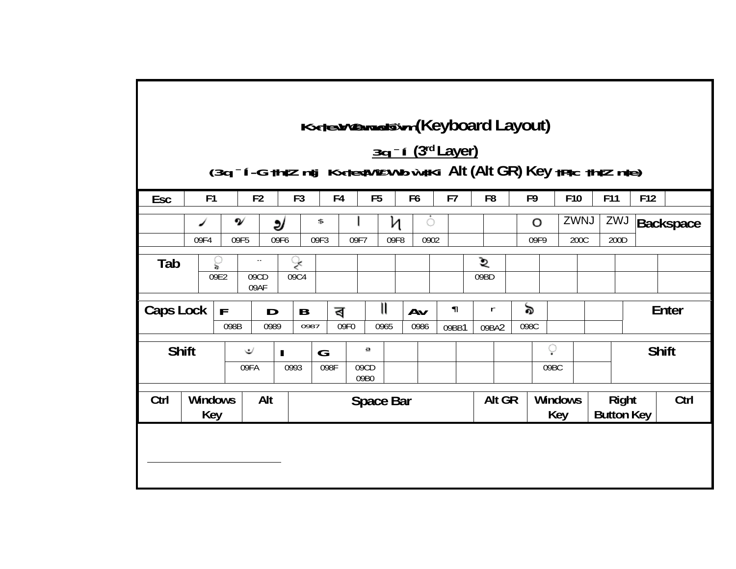## Kx-‡evW© web¨vm (Keyboard Layout)

### 3q ¯Íi (3rd Layer)

### (3q ¯Íi-G †h‡Z n‡j Kx-‡evW© ‡Wvb w`‡Ki Alt (Alt GR) Key †P‡c †h‡Z n‡e)

| Esc | F1 | F2 | F3 | F4 | F5 | F6 | F7 | F8 | F9 | F10 | F11 | F12 | |
|---|---|---|---|---|---|---|---|---|---|---|---|---|---|

| | ৴ | ৵ | ৶ | ৳ | ৷ | ৸ | ং | | | ৹ | ZWNJ | ZWJ | Backspace |
|---|---|---|---|---|---|---|---|---|---|---|---|---|---|
| | 09F4 | 09F5 | 09F6 | 09F3 | 09F7 | 09F8 | 0902 | | | 09F9 | 200C | 200D | |

| Tab | ৢ | ্য | ৄ | | | | | ঽ | | | | | |
|---|---|---|---|---|---|---|---|---|---|---|---|---|---|
| | 09E2 | 09CD 09AF | 09C4 | | | | | 09BD | | | | | |

| Caps Lock | ঋ | উ | ই | ৰ | ॥ | আ | ঻ | ঺ | ঌ | | | Enter |
|---|---|---|---|---|---|---|---|---|---|---|---|---|
| | 098B | 0989 | 0987 | 09F0 | 0965 | 0986 | 09BB1 | 09BA2 | 098C | | | |

| Shift | ৺ | ও | এ | ্র | | | | | ় | | Shift |
|---|---|---|---|---|---|---|---|---|---|---|---|
| | 09FA | 0993 | 098F | 09CD 09B0 | | | | | 09BC | | |

| Ctrl | Windows Key | Alt | Space Bar | Alt GR | Windows Key | Right Button Key | Ctrl |
|---|---|---|---|---|---|---|---|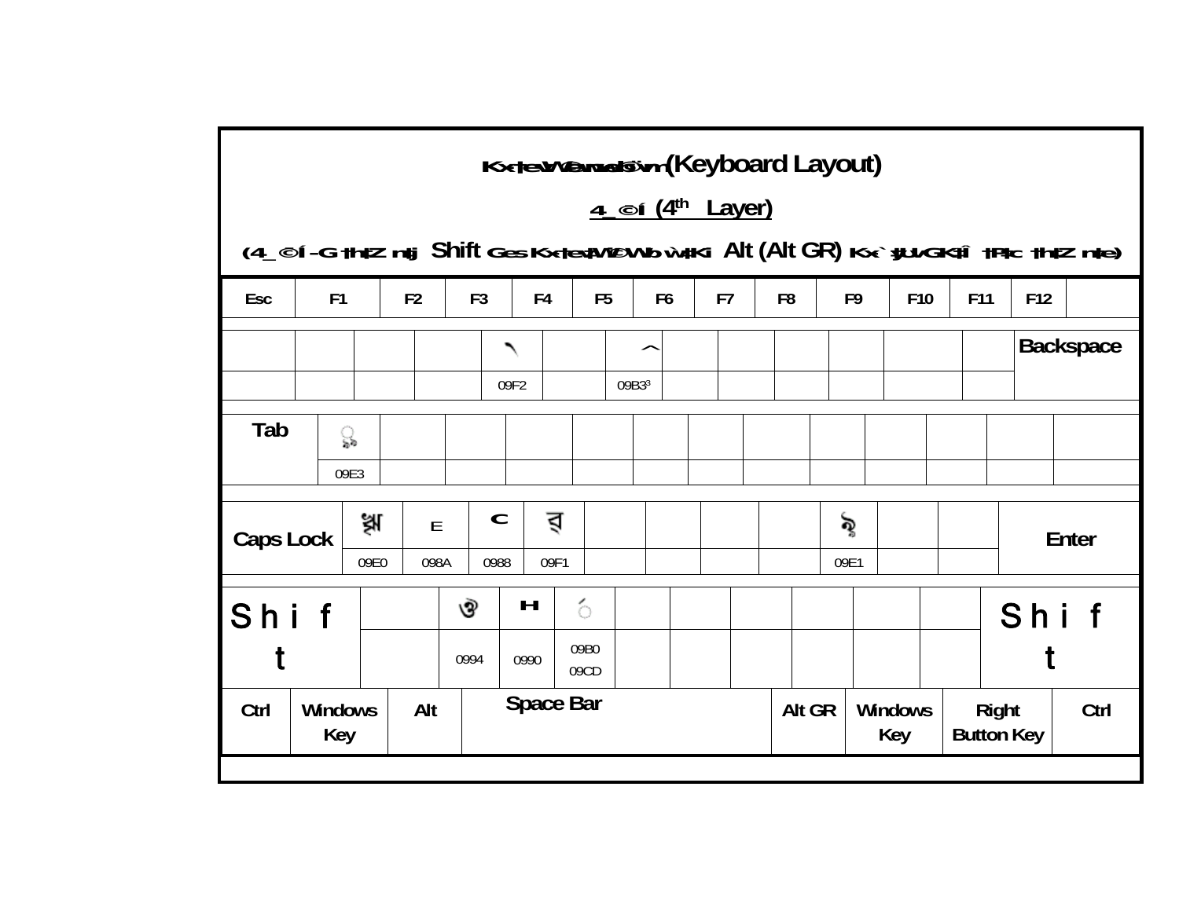# Kx‡evW© web¨vm (Keyboard Layout)

## 4\_©i (4th Layer)

**(4\_©i -G †h‡Z n‡j Shift Ges Kx‡evW©-Gi Wvb w`‡Ki Alt (Alt GR) Kx `yÕwU GK‡Î †P‡c †h‡Z n‡e)**

| Esc | F1 | F2 | F3 | F4 | F5 | F6 | F7 | F8 | F9 | F10 | F11 | F12 | |
|---|---|---|---|---|---|---|---|---|---|---|---|---|---|

| | | | | ৲ | | ^ | | | | | | | Backspace |
|---|---|---|---|---|---|---|---|---|---|---|---|---|---|
| | | | | 09F2 | | 09B3 | | | | | | | |

| Tab | ৣ | | | | | | | | | | | | |
|---|---|---|---|---|---|---|---|---|---|---|---|---|---|
| | 09E3 | | | | | | | | | | | | |

| Caps Lock | ৠ | ঊ | ঈ | ৱ | | | | | ঌ | | | Enter |
|---|---|---|---|---|---|---|---|---|---|---|---|---|
| | 09E0 | 098A | 0988 | 09F1 | | | | | 09E1 | | | |

| Shift | | ঔ | ঐ | র্ | | | | | | | | Shift |
|---|---|---|---|---|---|---|---|---|---|---|---|---|
| | | 0994 | 0990 | 09B0 09CD | | | | | | | | |

| Ctrl | Windows Key | Alt | Space Bar | Alt GR | Windows Key | Right Button Key | Ctrl |
|---|---|---|---|---|---|---|---|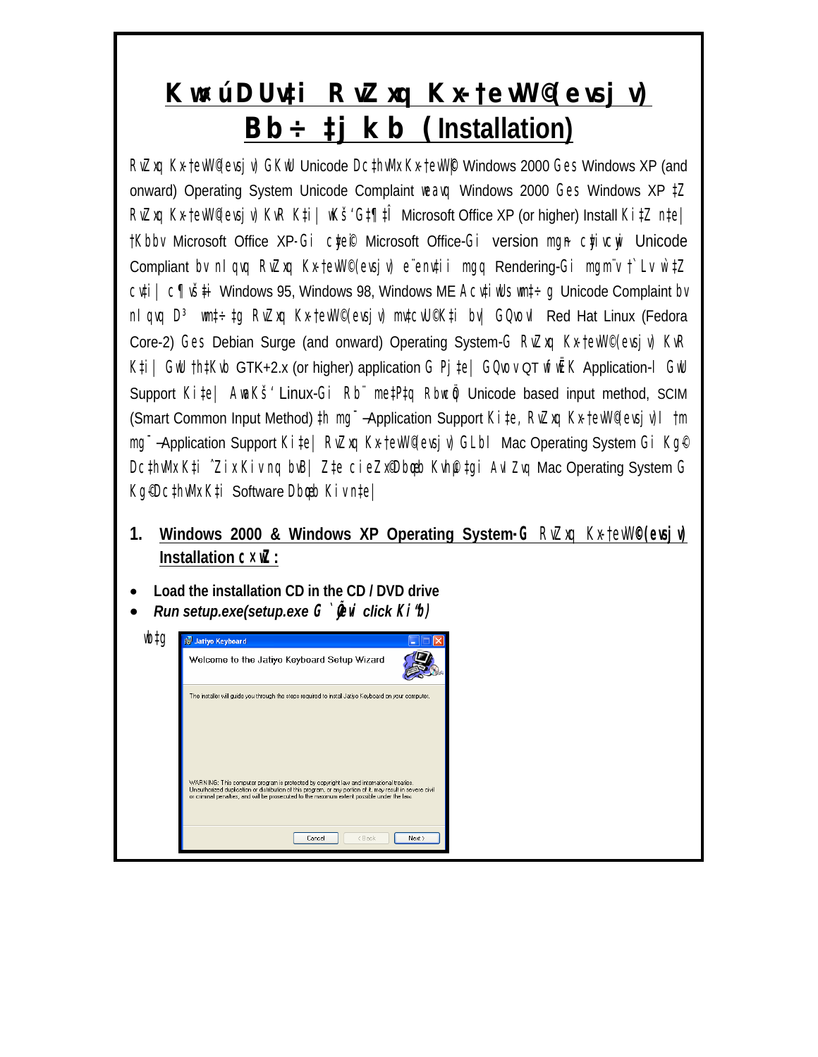# Kw¤úDUv‡i RvZxq Kx-†evW©(evsjv) Bb÷‡jkb (Installation)

RvZxq Kx-†evW©(evsjv) GKwU Unicode Dc‡hvMx Kx-†evW©| Windows 2000 Ges Windows XP (and onward) Operating System Unicode Complaint weavq Windows 2000 Ges Windows XP ‡Z RvZxq Kx-†evW©(evsjv) KvR Ki‡e| wKš‘ G‡¶‡Î Microsoft Office XP (or higher) Install Ki‡Z n‡e| †Kbbv Microsoft Office XP-Gi c~‡e©i Microsoft Office-Gi version mg~n c~iv cywi Unicode Compliant bv nIqvq RvZxq Kx-†evW©(evsjv) e¨envi‡i mgq Rendering-Gi mgm¨v †`Lv w`‡Z cv‡i| c¶vš‡i Windows 95, Windows 98, Windows ME Acv‡iwUs wm‡÷g Unicode Complaint bv nIqvq D³ wm‡÷‡g RvZxq Kx-†evW©(evsjv) mv‡cvU©K‡i bv| GQvov Red Hat Linux (Fedora Core-2) Ges Debian Surge (and onward) Operating System-G RvZxq Kx-†evW©(evsjv) KvR Ki‡i| GwU †h‡Kvb GTK+2.x (or higher) application G Pj‡e| GQvov QT wfwËK Application-I GwU Support Ki‡e| AwaKš‘ Linux-Gi Rb¨ me‡P‡q Rbwcöq Unicode based input method, SCIM (Smart Common Input Method) ‡h mg¯—Application Support Ki‡e, RvZxq Kx-†evW©(evsjv)I †m mg¯—Application Support Ki‡e| RvZxq Kx-†evW©(evsjv) GLbI Mac Operating System Gi Kg© Dc‡hvMx Ki ˆZix Kiv nq bvB| Z‡e cieZx©‡Z Bbcyb Kvh©‡gi AvIZvq Mac Operating System G Kg©Dc‡hvMx K‡i Software Dbœqb Kiv n‡e|

1. **Windows 2000 & Windows XP Operating System-G RvZxq Kx-†evW©(evsjv) Installation c×wZ:**

- **Load the installation CD in the CD / DVD drive**
- ***Run setup.exe(setup.exe G `yÕevi click Ki“b)***

wb‡g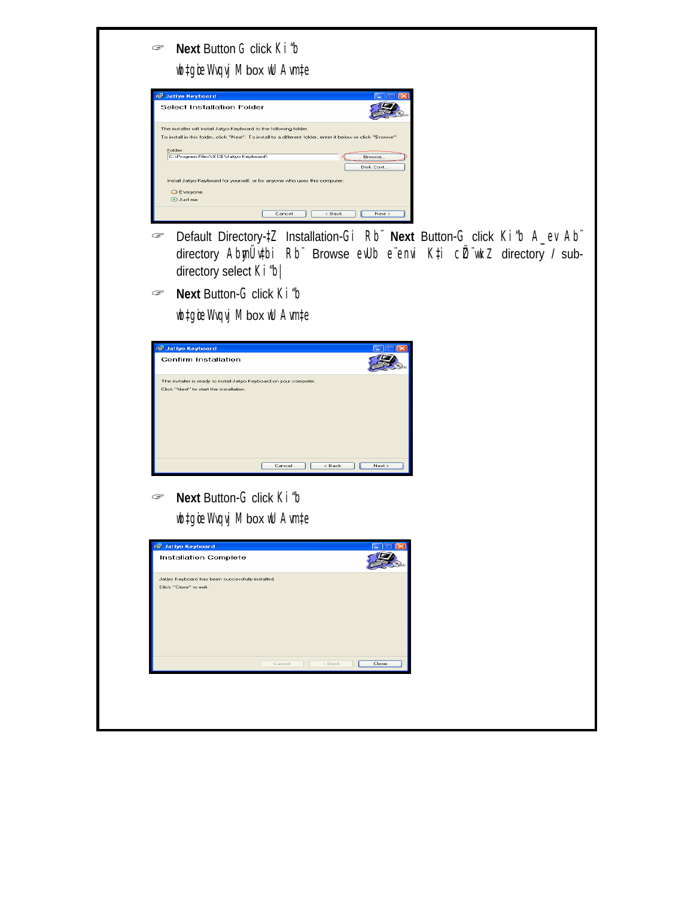☞ **Next** Button G click Ki "b

wb‡gœi Wvqvj M box wU Avm‡e

☞ Default Directory-‡Z Installation-Gi Rb¨ **Next** Button-G click Ki "b A\_ev Ab¨ directory AbymÜv‡bi Rb¨ Browse eUb e¨envi K‡i cQ›`gZ directory / sub-directory select Ki "b|

☞ **Next** Button-G click Ki "b

wb‡gœi Wvqvj M box wU Avm‡e

☞ **Next** Button-G click Ki "b

wb‡gœi Wvqvj M box wU Avm‡e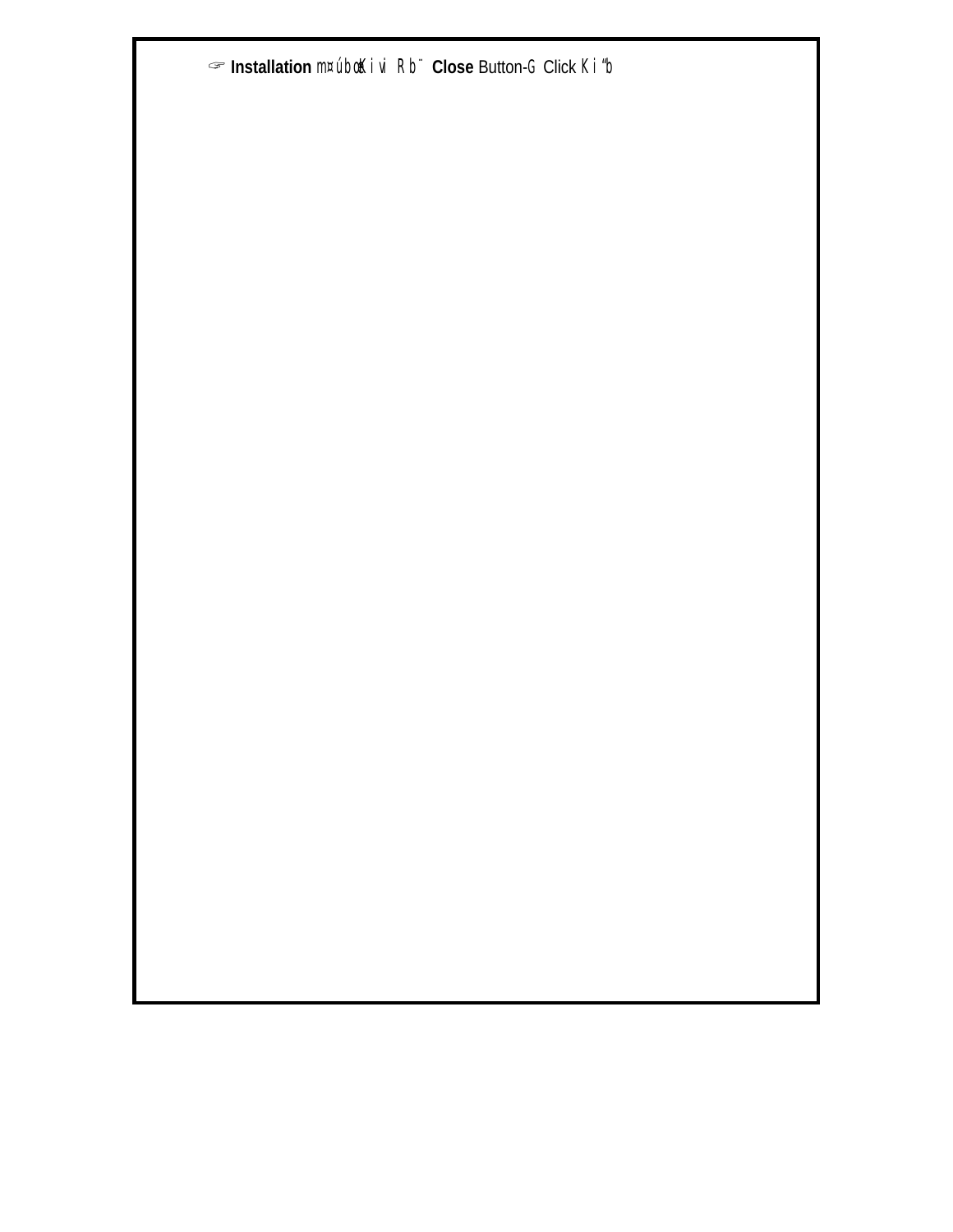☞ **Installation** m¤úbœKiv Rb¨ **Close** Button-G Click Ki“b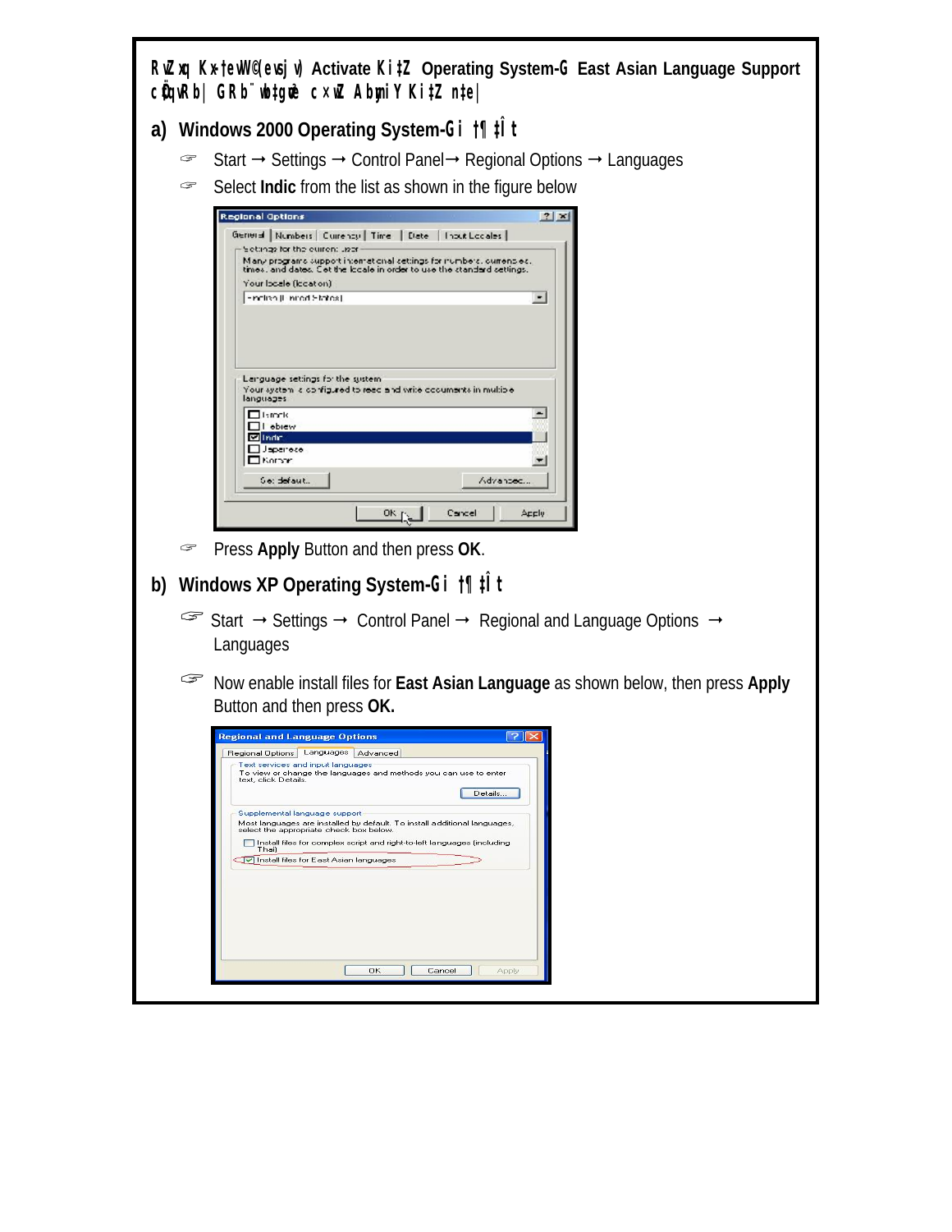**RvZxq Kx‡eW©(evsjv) Activate Ki‡Z Operating System-G East Asian Language Support cÖ‡qvRb| GRb¨ wb‡gœ c×wZ AbymiY Ki‡Z n‡e|**

## a) Windows 2000 Operating System-Gi †¶‡Î t

- Start → Settings → Control Panel→ Regional Options → Languages
- Select **Indic** from the list as shown in the figure below
- Press **Apply** Button and then press **OK**.

## b) Windows XP Operating System-Gi †¶‡Î t

- Start → Settings → Control Panel → Regional and Language Options → Languages
- Now enable install files for **East Asian Language** as shown below, then press **Apply** Button and then press **OK.**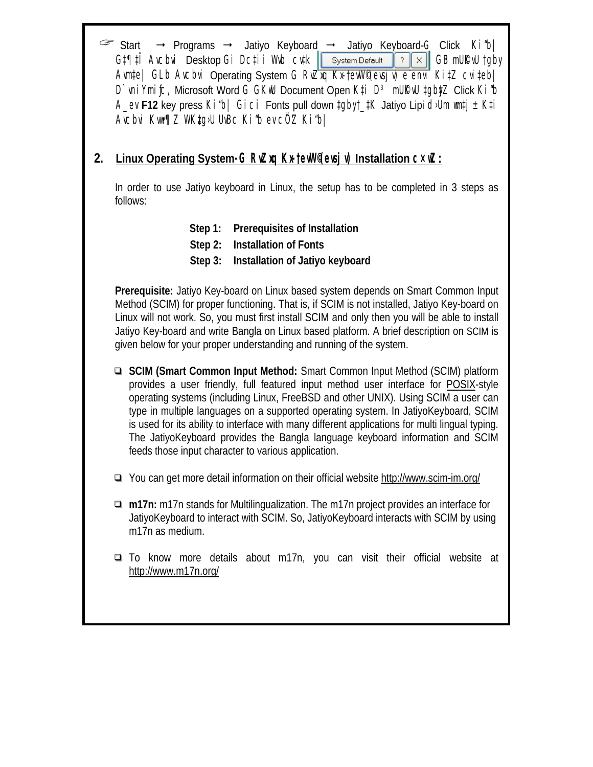☞ Start → Programs → Jatiyo Keyboard → Jatiyo Keyboard-G Click Ki"b| G‡¶‡Î Avcbvi Desktop Gi Dc‡ii Wvb cv‡k [System Default] [?] [×] GB mUKvU †gby Avm‡e| GLb Avcbvi Operating System G RvZxq Kx‡evW© e¨enví Ki‡Z cvi‡eb| D`vniYmiƒc, Microsoft Word G GKwU Document Open K‡i D³ mUKvU ‡gbyZ Click Ki"b A_ev F12 key press Ki"b| Gici Fonts pull down ‡gbyt‡_‡K Jatiyo Lipi d›Um wm‡j± K‡i Avcbvi Kvw•¶Z WK‡g›U UvBc Ki"b evcÖZ Ki"b|

## 2. Linux Operating System-G RvZxq Kx‡evW©(evsjv) Installation c×wZ:

In order to use Jatiyo keyboard in Linux, the setup has to be completed in 3 steps as follows:

**Step 1: Prerequisites of Installation**
**Step 2: Installation of Fonts**
**Step 3: Installation of Jatiyo keyboard**

**Prerequisite:** Jatiyo Key-board on Linux based system depends on Smart Common Input Method (SCIM) for proper functioning. That is, if SCIM is not installed, Jatiyo Key-board on Linux will not work. So, you must first install SCIM and only then you will be able to install Jatiyo Key-board and write Bangla on Linux based platform. A brief description on SCIM is given below for your proper understanding and running of the system.

- **SCIM (Smart Common Input Method:** Smart Common Input Method (SCIM) platform provides a user friendly, full featured input method user interface for POSIX-style operating systems (including Linux, FreeBSD and other UNIX). Using SCIM a user can type in multiple languages on a supported operating system. In JatiyoKeyboard, SCIM is used for its ability to interface with many different applications for multi lingual typing. The JatiyoKeyboard provides the Bangla language keyboard information and SCIM feeds those input character to various application.

- You can get more detail information on their official website http://www.scim-im.org/

- **m17n:** m17n stands for Multilingualization. The m17n project provides an interface for JatiyoKeyboard to interact with SCIM. So, JatiyoKeyboard interacts with SCIM by using m17n as medium.

- To know more details about m17n, you can visit their official website at http://www.m17n.org/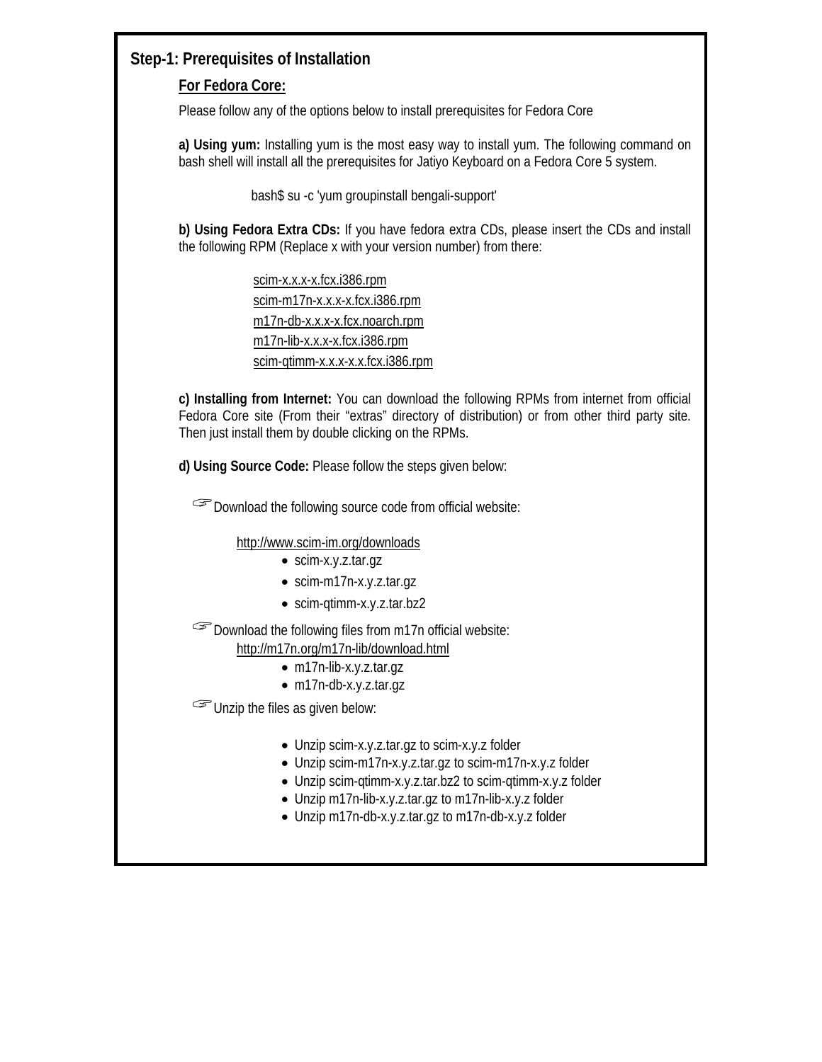## Step-1: Prerequisites of Installation

### For Fedora Core:

Please follow any of the options below to install prerequisites for Fedora Core

**a) Using yum:** Installing yum is the most easy way to install yum. The following command on bash shell will install all the prerequisites for Jatiyo Keyboard on a Fedora Core 5 system.

```
bash$ su -c 'yum groupinstall bengali-support'
```

**b) Using Fedora Extra CDs:** If you have fedora extra CDs, please insert the CDs and install the following RPM (Replace x with your version number) from there:

scim-x.x.x-x.fcx.i386.rpm
scim-m17n-x.x.x-x.fcx.i386.rpm
m17n-db-x.x.x-x.fcx.noarch.rpm
m17n-lib-x.x.x-x.fcx.i386.rpm
scim-qtimm-x.x.x-x.x.fcx.i386.rpm

**c) Installing from Internet:** You can download the following RPMs from internet from official Fedora Core site (From their "extras" directory of distribution) or from other third party site. Then just install them by double clicking on the RPMs.

**d) Using Source Code:** Please follow the steps given below:

☞ Download the following source code from official website:

http://www.scim-im.org/downloads

- scim-x.y.z.tar.gz
- scim-m17n-x.y.z.tar.gz
- scim-qtimm-x.y.z.tar.bz2

☞ Download the following files from m17n official website:

http://m17n.org/m17n-lib/download.html

- m17n-lib-x.y.z.tar.gz
- m17n-db-x.y.z.tar.gz

☞ Unzip the files as given below:

- Unzip scim-x.y.z.tar.gz to scim-x.y.z folder
- Unzip scim-m17n-x.y.z.tar.gz to scim-m17n-x.y.z folder
- Unzip scim-qtimm-x.y.z.tar.bz2 to scim-qtimm-x.y.z folder
- Unzip m17n-lib-x.y.z.tar.gz to m17n-lib-x.y.z folder
- Unzip m17n-db-x.y.z.tar.gz to m17n-db-x.y.z folder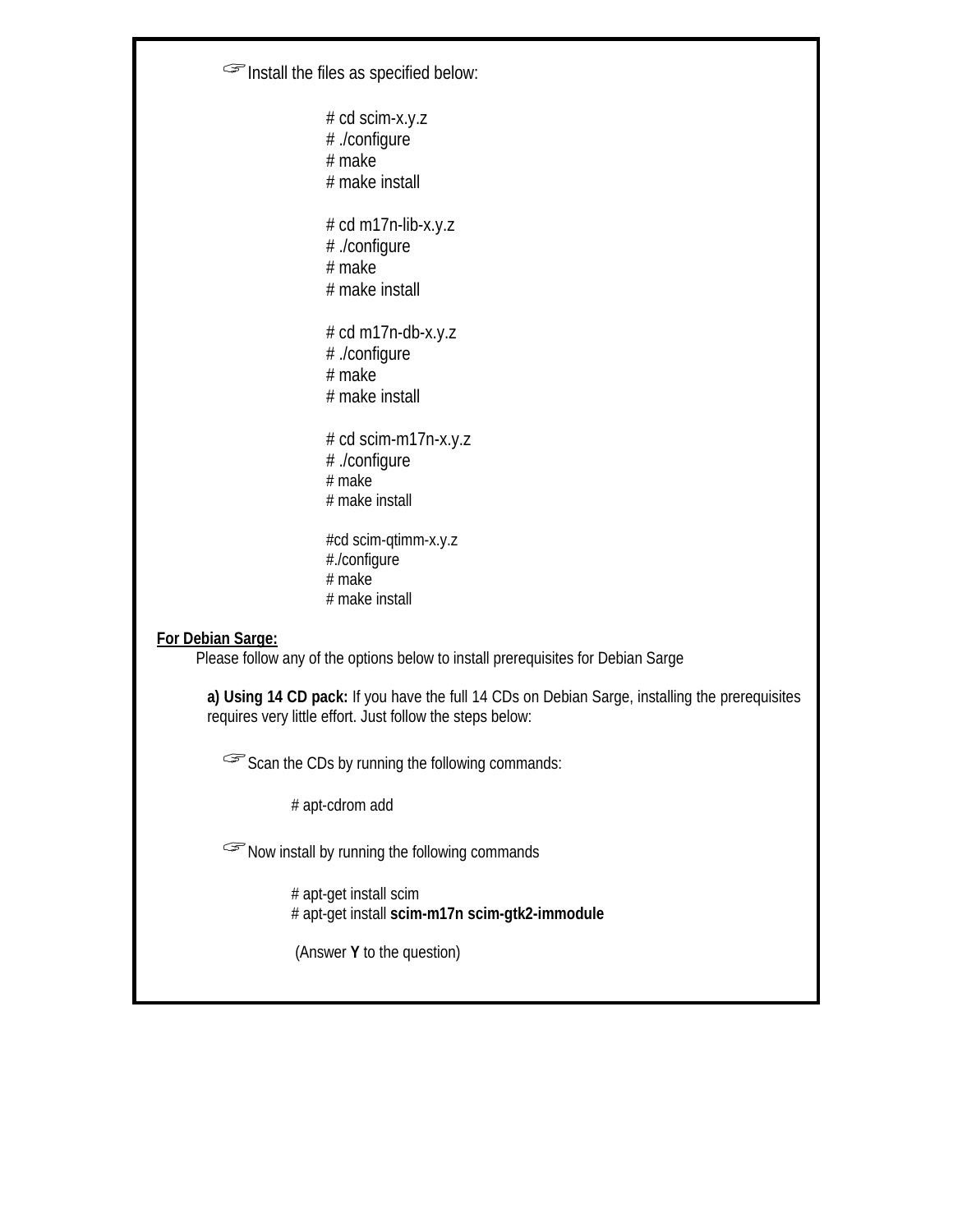☞Install the files as specified below:

```
# cd scim-x.y.z
# ./configure
# make
# make install

# cd m17n-lib-x.y.z
# ./configure
# make
# make install

# cd m17n-db-x.y.z
# ./configure
# make
# make install

# cd scim-m17n-x.y.z
# ./configure
# make
# make install

#cd scim-qtimm-x.y.z
#./configure
# make
# make install
```

**For Debian Sarge:**

Please follow any of the options below to install prerequisites for Debian Sarge

**a) Using 14 CD pack:** If you have the full 14 CDs on Debian Sarge, installing the prerequisites requires very little effort. Just follow the steps below:

☞Scan the CDs by running the following commands:

```
# apt-cdrom add
```

☞Now install by running the following commands

```
# apt-get install scim
# apt-get install scim-m17n scim-gtk2-immodule
```

(Answer **Y** to the question)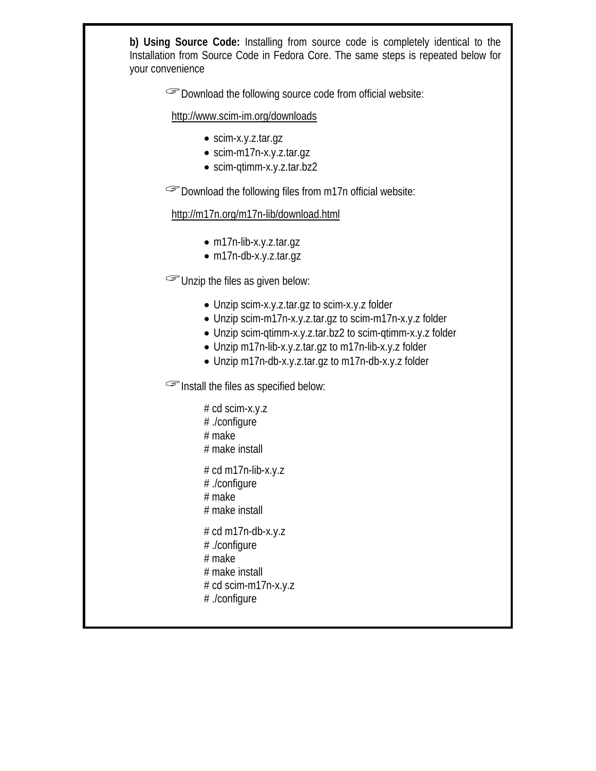**b) Using Source Code:** Installing from source code is completely identical to the Installation from Source Code in Fedora Core. The same steps is repeated below for your convenience

☞Download the following source code from official website:

http://www.scim-im.org/downloads

- scim-x.y.z.tar.gz
- scim-m17n-x.y.z.tar.gz
- scim-qtimm-x.y.z.tar.bz2

☞Download the following files from m17n official website:

http://m17n.org/m17n-lib/download.html

- m17n-lib-x.y.z.tar.gz
- m17n-db-x.y.z.tar.gz

☞Unzip the files as given below:

- Unzip scim-x.y.z.tar.gz to scim-x.y.z folder
- Unzip scim-m17n-x.y.z.tar.gz to scim-m17n-x.y.z folder
- Unzip scim-qtimm-x.y.z.tar.bz2 to scim-qtimm-x.y.z folder
- Unzip m17n-lib-x.y.z.tar.gz to m17n-lib-x.y.z folder
- Unzip m17n-db-x.y.z.tar.gz to m17n-db-x.y.z folder

☞Install the files as specified below:

```
# cd scim-x.y.z
# ./configure
# make
# make install
```

```
# cd m17n-lib-x.y.z
# ./configure
# make
# make install
```

```
# cd m17n-db-x.y.z
# ./configure
# make
# make install
# cd scim-m17n-x.y.z
# ./configure
```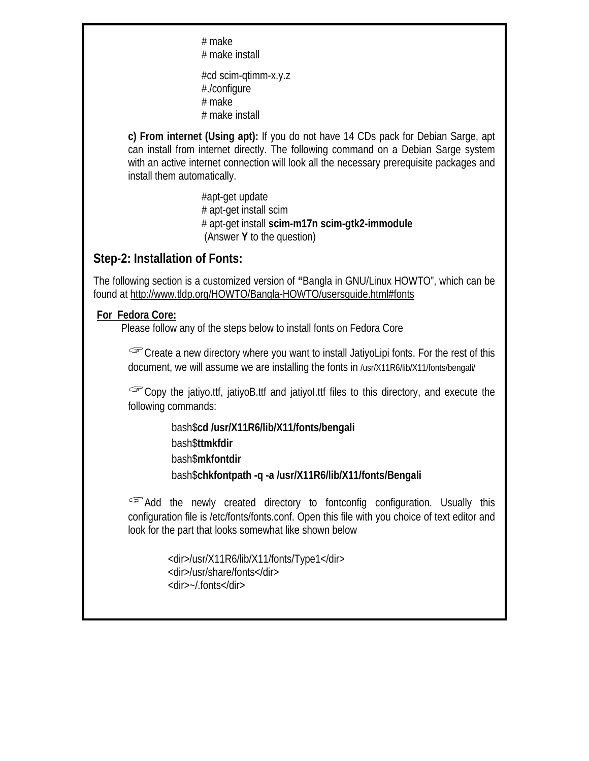```
# make
# make install

#cd scim-qtimm-x.y.z
#./configure
# make
# make install
```

**c) From internet (Using apt):** If you do not have 14 CDs pack for Debian Sarge, apt can install from internet directly. The following command on a Debian Sarge system with an active internet connection will look all the necessary prerequisite packages and install them automatically.

```
#apt-get update
# apt-get install scim
# apt-get install scim-m17n scim-gtk2-immodule
```

(Answer **Y** to the question)

## Step-2: Installation of Fonts:

The following section is a customized version of "Bangla in GNU/Linux HOWTO", which can be found at http://www.tldp.org/HOWTO/Bangla-HOWTO/usersguide.html#fonts

**For Fedora Core:**

Please follow any of the steps below to install fonts on Fedora Core

☞Create a new directory where you want to install JatiyoLipi fonts. For the rest of this document, we will assume we are installing the fonts in /usr/X11R6/lib/X11/fonts/bengali/

☞Copy the jatiyo.ttf, jatiyoB.ttf and jatiyoI.ttf files to this directory, and execute the following commands:

```
bash$cd /usr/X11R6/lib/X11/fonts/bengali
bash$ttmkfdir
bash$mkfontdir
bash$chkfontpath -q -a /usr/X11R6/lib/X11/fonts/Bengali
```

☞Add the newly created directory to fontconfig configuration. Usually this configuration file is /etc/fonts/fonts.conf. Open this file with you choice of text editor and look for the part that looks somewhat like shown below

```
<dir>/usr/X11R6/lib/X11/fonts/Type1</dir>
<dir>/usr/share/fonts</dir>
<dir>~/.fonts</dir>
```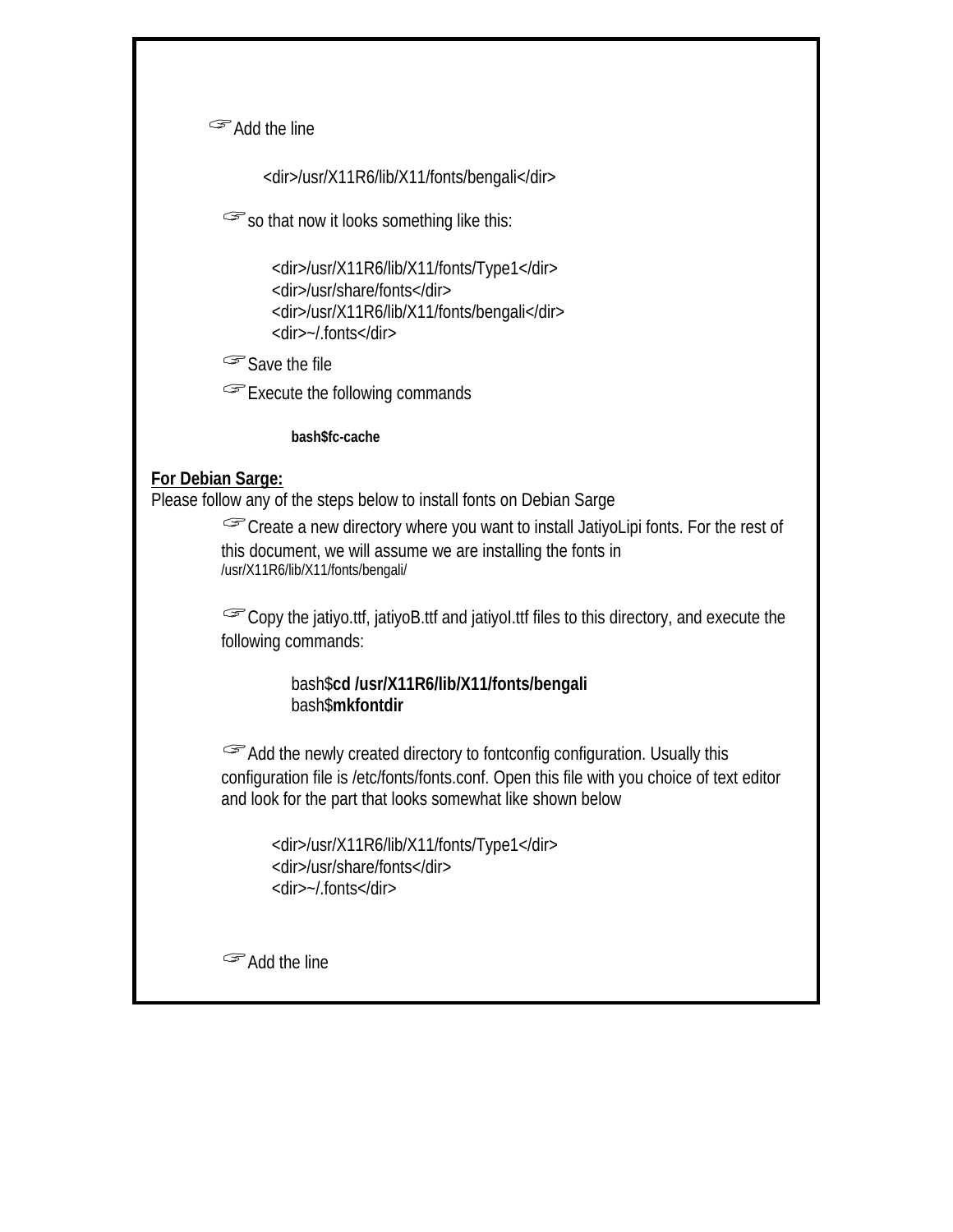☞Add the line

```
<dir>/usr/X11R6/lib/X11/fonts/bengali</dir>
```

☞so that now it looks something like this:

```
<dir>/usr/X11R6/lib/X11/fonts/Type1</dir>
<dir>/usr/share/fonts</dir>
<dir>/usr/X11R6/lib/X11/fonts/bengali</dir>
<dir>~/.fonts</dir>
```

☞Save the file

☞Execute the following commands

```
bash$fc-cache
```

**For Debian Sarge:**

Please follow any of the steps below to install fonts on Debian Sarge

☞Create a new directory where you want to install JatiyoLipi fonts. For the rest of this document, we will assume we are installing the fonts in /usr/X11R6/lib/X11/fonts/bengali/

☞Copy the jatiyo.ttf, jatiyoB.ttf and jatiyoI.ttf files to this directory, and execute the following commands:

```
bash$cd /usr/X11R6/lib/X11/fonts/bengali
bash$mkfontdir
```

☞Add the newly created directory to fontconfig configuration. Usually this configuration file is /etc/fonts/fonts.conf. Open this file with you choice of text editor and look for the part that looks somewhat like shown below

```
<dir>/usr/X11R6/lib/X11/fonts/Type1</dir>
<dir>/usr/share/fonts</dir>
<dir>~/.fonts</dir>
```

☞Add the line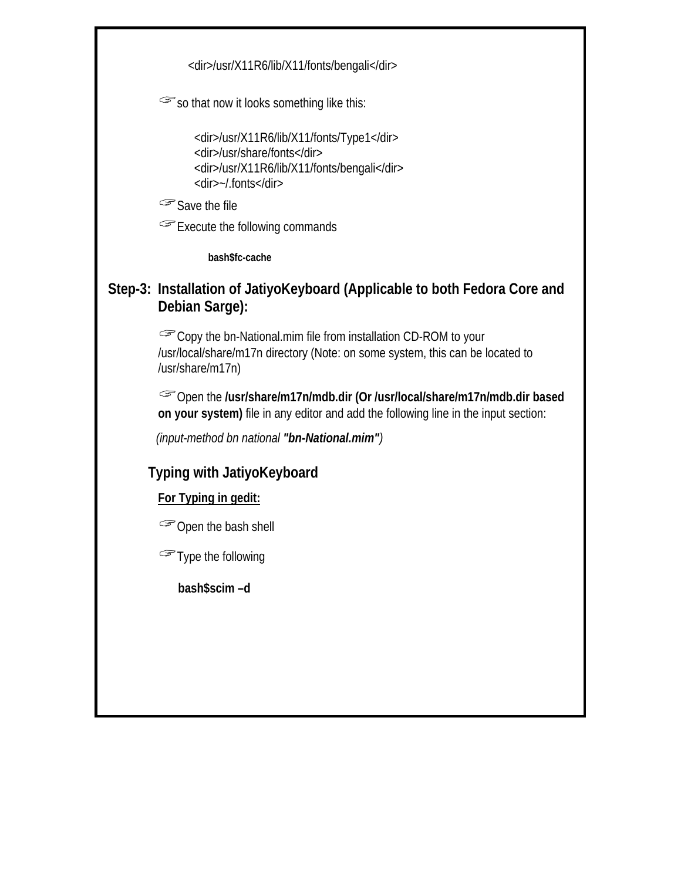```
<dir>/usr/X11R6/lib/X11/fonts/bengali</dir>
```

☞so that now it looks something like this:

```
<dir>/usr/X11R6/lib/X11/fonts/Type1</dir>
<dir>/usr/share/fonts</dir>
<dir>/usr/X11R6/lib/X11/fonts/bengali</dir>
<dir>~/.fonts</dir>
```

☞Save the file

☞Execute the following commands

```
bash$fc-cache
```

## Step-3: Installation of JatiyoKeyboard (Applicable to both Fedora Core and Debian Sarge):

☞Copy the bn-National.mim file from installation CD-ROM to your /usr/local/share/m17n directory (Note: on some system, this can be located to /usr/share/m17n)

☞Open the **/usr/share/m17n/mdb.dir (Or /usr/local/share/m17n/mdb.dir based on your system)** file in any editor and add the following line in the input section:

*(input-method bn national* ***"bn-National.mim"****)*

## Typing with JatiyoKeyboard

**<u>For Typing in gedit:</u>**

☞Open the bash shell

☞Type the following

```
bash$scim –d
```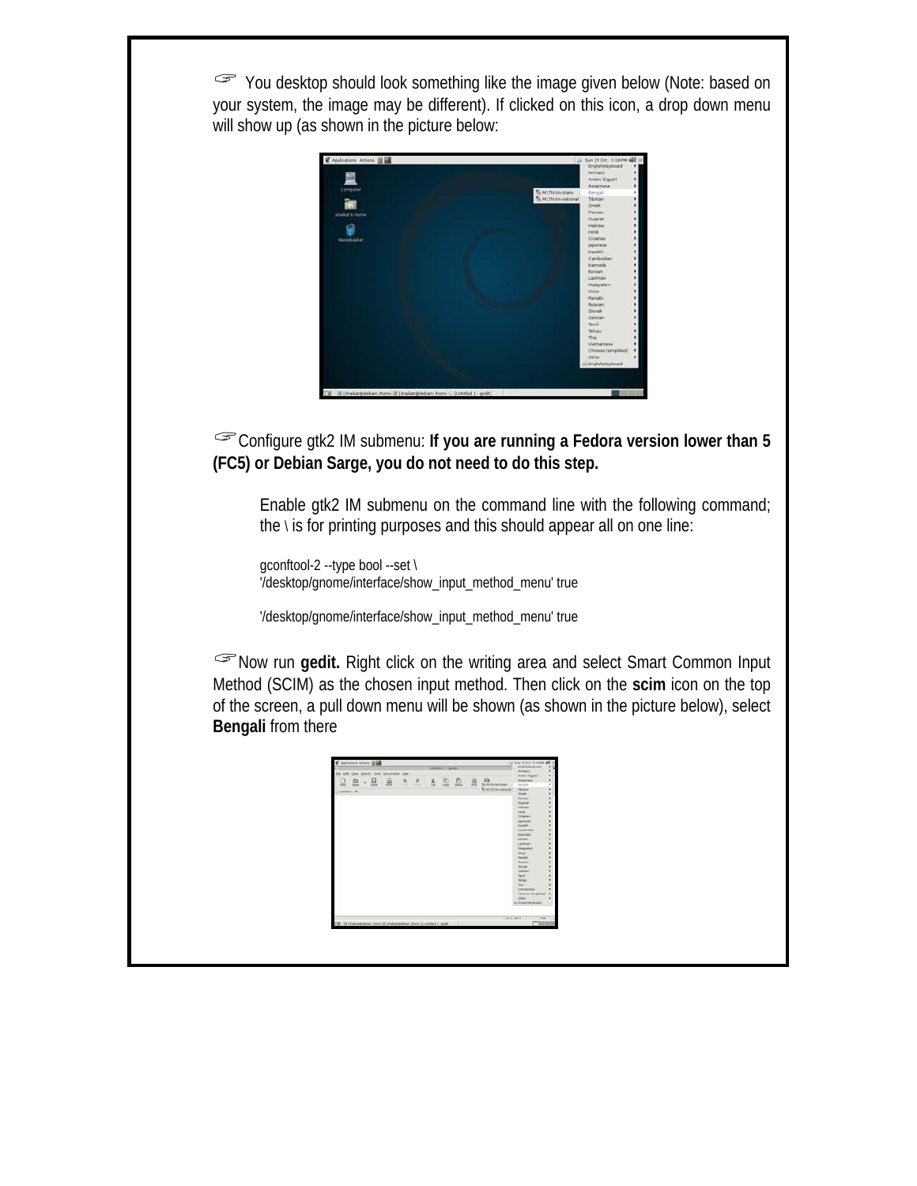☞ You desktop should look something like the image given below (Note: based on your system, the image may be different). If clicked on this icon, a drop down menu will show up (as shown in the picture below:

☞Configure gtk2 IM submenu: **If you are running a Fedora version lower than 5 (FC5) or Debian Sarge, you do not need to do this step.**

Enable gtk2 IM submenu on the command line with the following command; the \ is for printing purposes and this should appear all on one line:

```
gconftool-2 --type bool --set \
'/desktop/gnome/interface/show_input_method_menu' true

'/desktop/gnome/interface/show_input_method_menu' true
```

☞Now run **gedit.** Right click on the writing area and select Smart Common Input Method (SCIM) as the chosen input method. Then click on the **scim** icon on the top of the screen, a pull down menu will be shown (as shown in the picture below), select **Bengali** from there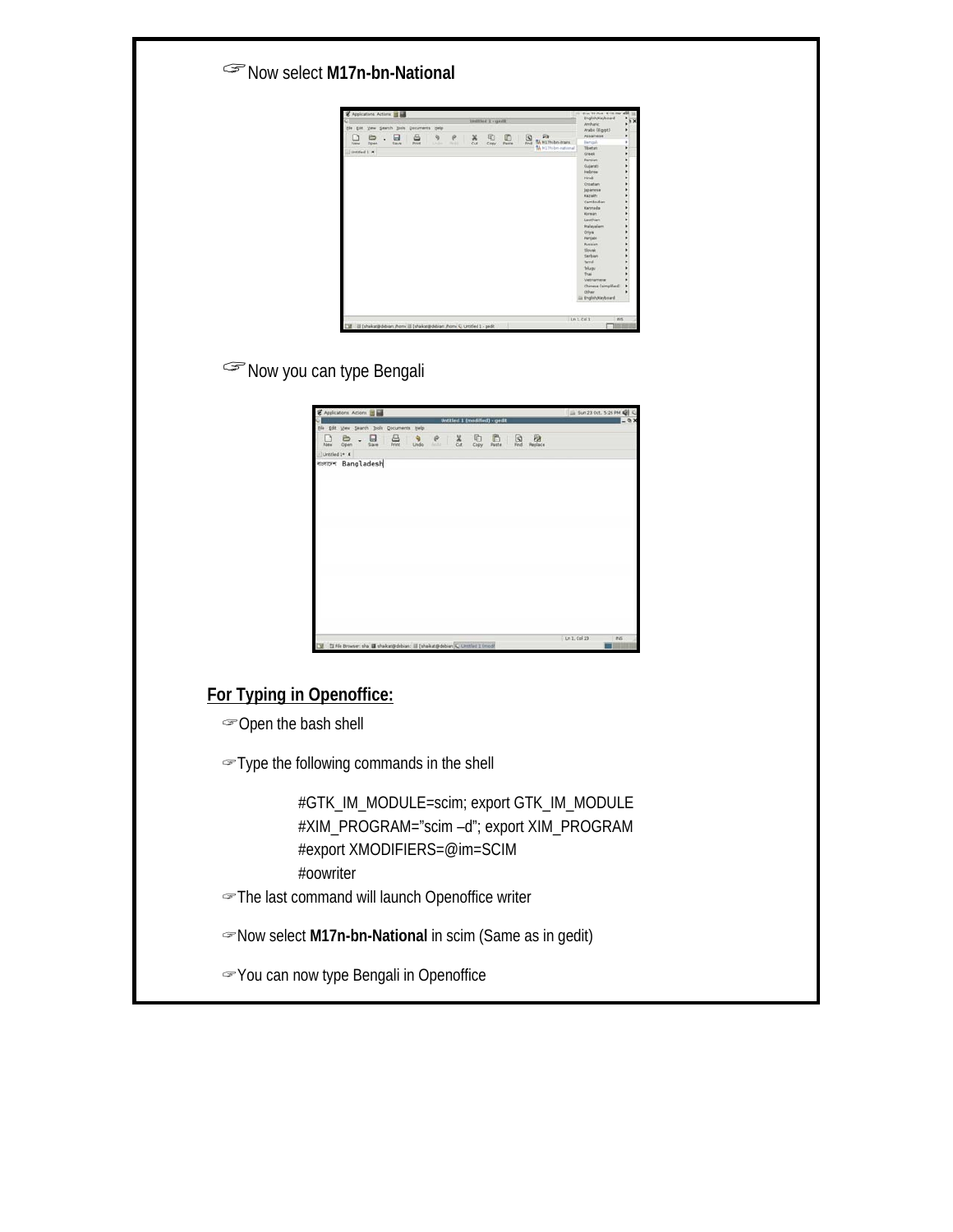☞Now select **M17n-bn-National**

☞Now you can type Bengali

## For Typing in Openoffice:

☞Open the bash shell

☞Type the following commands in the shell

```
#GTK_IM_MODULE=scim; export GTK_IM_MODULE
#XIM_PROGRAM="scim –d"; export XIM_PROGRAM
#export XMODIFIERS=@im=SCIM
#oowriter
```

☞The last command will launch Openoffice writer

☞Now select **M17n-bn-National** in scim (Same as in gedit)

☞You can now type Bengali in Openoffice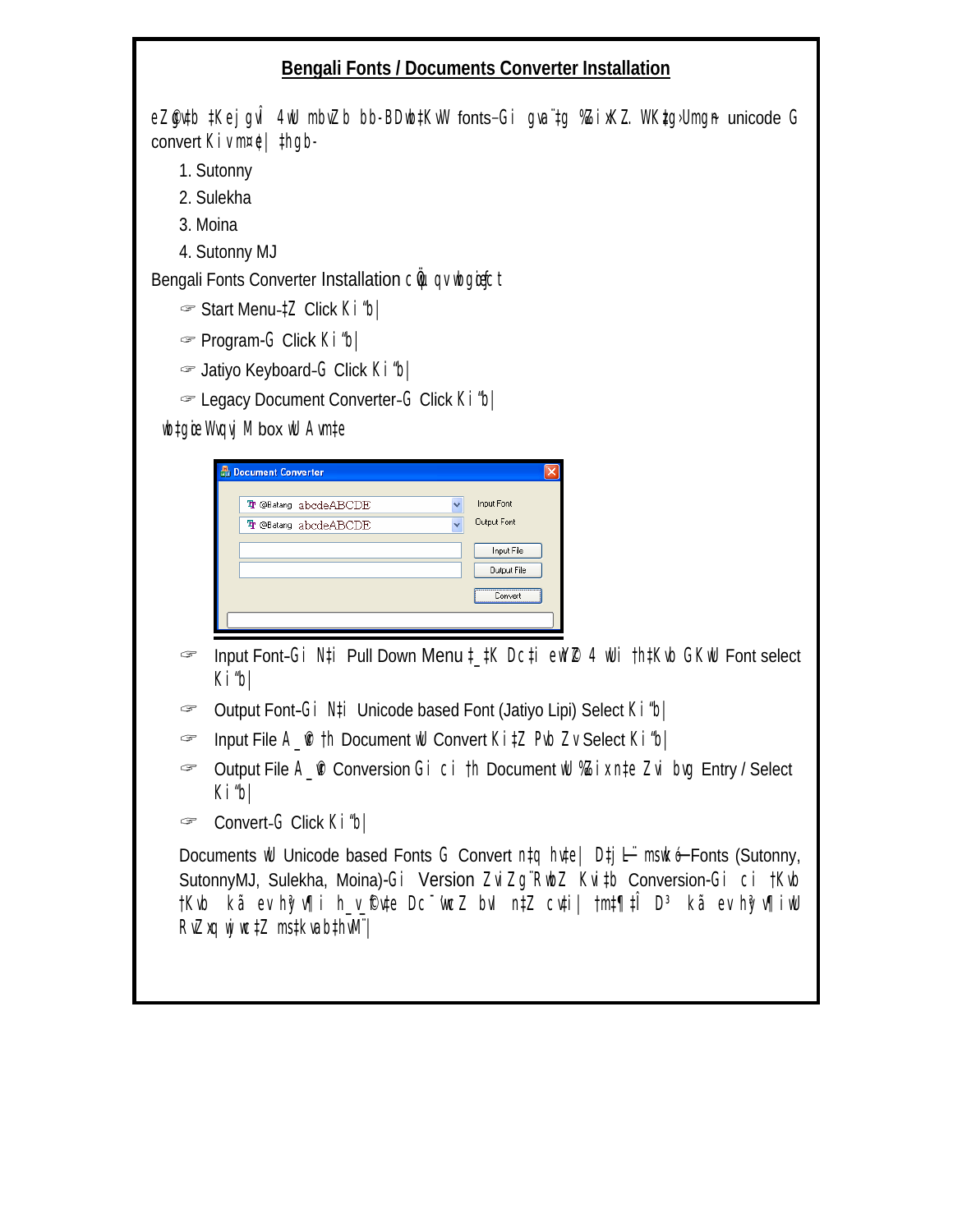## Bengali Fonts / Documents Converter Installation

eZ©gvb ‡Kej gvÎ 4wU mbvZb bb-BDwb‡KvW fonts-Gi gva¨‡g %Zix KZ. WK‡g›Umg~n unicode G convert Kiv m¤¢e| ‡hgb-

1. Sutonny
2. Sulekha
3. Moina
4. Sutonny MJ

Bengali Fonts Converter Installation c×wZ wb¤œiƒc t

- ☞ Start Menu-‡Z Click Ki“b|
- ☞ Program-G Click Ki“b|
- ☞ Jatiyo Keyboard-G Click Ki“b|
- ☞ Legacy Document Converter-G Click Ki“b|

wb‡gœ Wvqvj M box wU Avm‡e

Document Converter

| | |
|---|---|
| @Batang abcdeABCDE | Input Font |
| @Batang abcdeABCDE | Output Font |
| | Input File |
| | Output File |
| | Convert |

- ☞ Input Font-Gi N‡i Pull Down Menu ‡_‡K Dc‡i ewY©Z 4 wUi †h‡Kvb GKwU Font select Ki“b|
- ☞ Output Font-Gi N‡i Unicode based Font (Jatiyo Lipi) Select Ki“b|
- ☞ Input File A_©vr †h Document wU Convert Ki‡Z Pvb Zv Select Ki“b|
- ☞ Output File A_©vr Conversion Gi ci †h Document wU %Zix n‡e Zvi bvg Entry / Select Ki“b|
- ☞ Convert-G Click Ki“b|

Documents wU Unicode based Fonts G Convert n‡q hv‡e| D‡j­L¨ mswkó Fonts (Sutonny, SutonnyMJ, Sulekha, Moina)-Gi Version Zv Zg¨RvbZ Kvi‡b Conversion-Gi ci †Kvb †Kvb kã ev hy³vÿi h_v_©fv‡e Dc¯’vcZ bvI n‡Z cv‡i| †m‡¶‡Î D³ kã ev hy³vÿi¸wj RvZxq wjwc‡Z ms‡kvab‡hvM¨|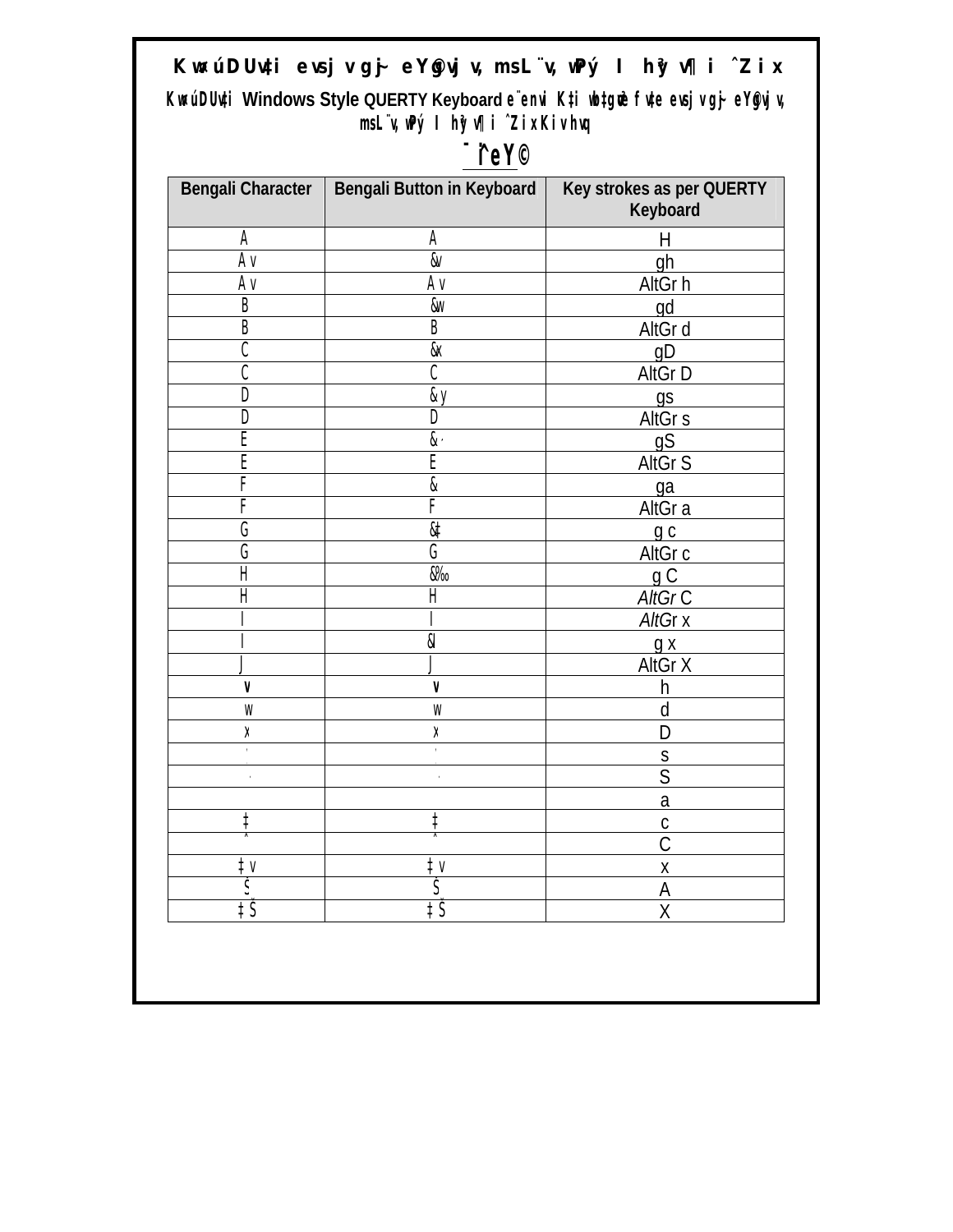# KwúDUvi evsjv gj~ eY@vjv, msL¨v, wPý I hy³vÿi ˆZix

KwúDUvi Windows Style QUERTY Keyboard e¨envi K‡i wb‡gœ eµ fv‡e evsjv gj~ eY@vjv, msL¨v, wPý I hy³vÿi ˆZix Kiv hvq

## ¯^ieY©

| Bengali Character | Bengali Button in Keyboard | Key strokes as per QUERTY Keyboard |
|---|---|---|
| A | A | H |
| Av | &v | gh |
| Av | Av | AltGr h |
| B | &w | gd |
| B | B | AltGr d |
| C | &x | gD |
| C | C | AltGr D |
| D | &y | gs |
| D | D | AltGr s |
| E | &~ | gS |
| E | E | AltGr S |
| F | & | ga |
| F | F | AltGr a |
| G | &‡ | g c |
| G | G | AltGr c |
| H | &‰ | g C |
| H | H | *AltGr* C |
| I | I | *AltGr* x |
| I | &I | g x |
| J | J | AltGr X |
| v | v | h |
| w | w | d |
| x | x | D |
| ' | ' | s |
| ~ | ~ | S |
| | | a |
| ‡ | ‡ | c |
| ˆ | ˆ | C |
| ‡v | ‡v | x |
| Š | Š | A |
| ‡Š | ‡Š | X |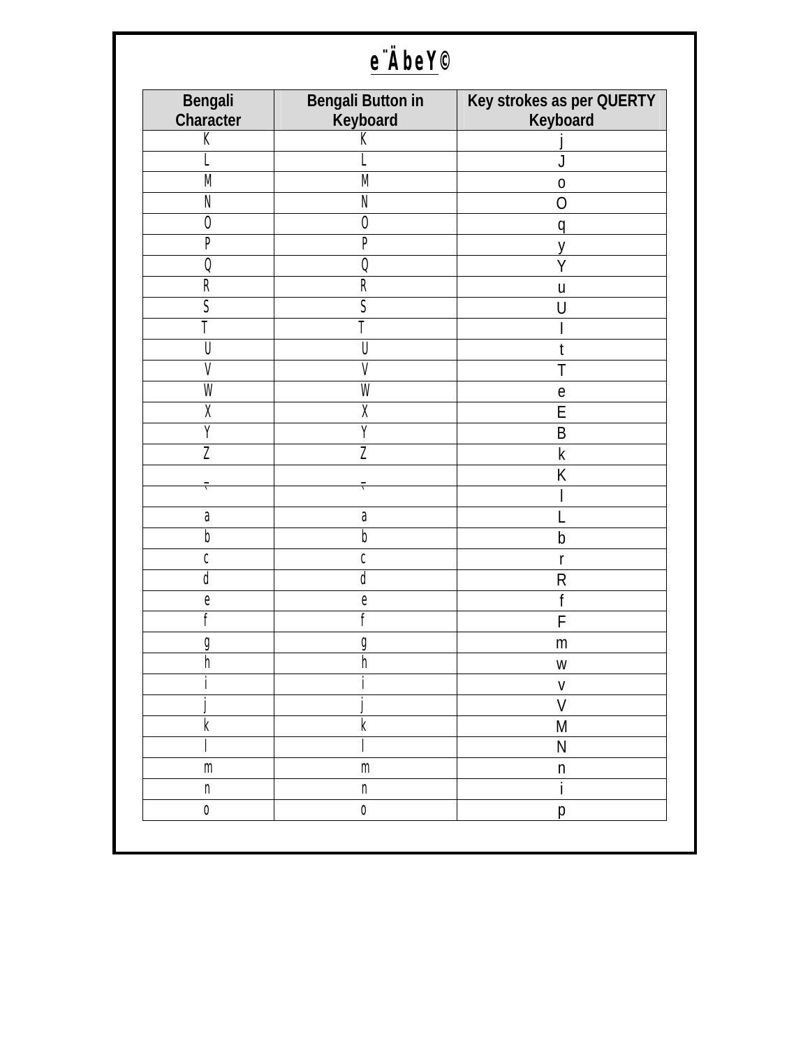# e¨ÄbeY©

| Bengali Character | Bengali Button in Keyboard | Key strokes as per QUERTY Keyboard |
|---|---|---|
| K | K | j |
| L | L | J |
| M | M | o |
| N | N | O |
| O | O | q |
| P | P | y |
| Q | Q | Y |
| R | R | u |
| S | S | U |
| T | T | I |
| U | U | t |
| V | V | T |
| W | W | e |
| X | X | E |
| Y | Y | B |
| Z | Z | k |
| _ | _ | K |
| ` | ` | l |
| a | a | L |
| b | b | b |
| c | c | r |
| d | d | R |
| e | e | f |
| f | f | F |
| g | g | m |
| h | h | w |
| i | i | v |
| j | j | V |
| k | k | M |
| l | l | N |
| m | m | n |
| n | n | i |
| o | o | p |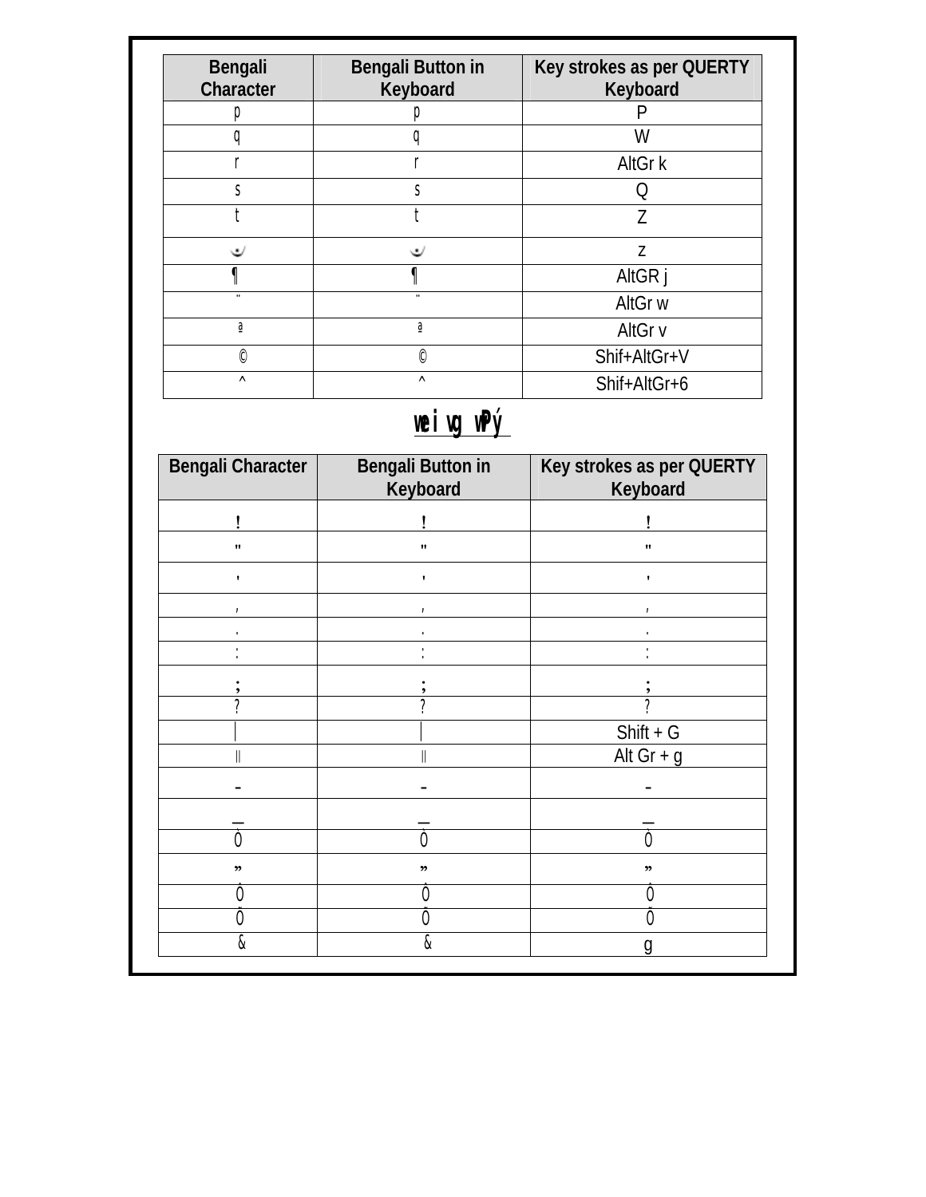| Bengali Character | Bengali Button in Keyboard | Key strokes as per QUERTY Keyboard |
|---|---|---|
| p | p | P |
| q | q | W |
| r | r | AltGr k |
| s | s | Q |
| t | t | Z |
| ৺ | ৺ | z |
| ¶ | ¶ | AltGR j |
| ¨ | ¨ | AltGr w |
| ª | ª | AltGr v |
| © | © | Shif+AltGr+V |
| ^ | ^ | Shif+AltGr+6 |

## weivg wPý

| Bengali Character | Bengali Button in Keyboard | Key strokes as per QUERTY Keyboard |
|---|---|---|
| ! | ! | ! |
| " | " | " |
| ' | ' | ' |
| , | , | , |
| . | . | . |
| : | : | : |
| ; | ; | ; |
| ? | ? | ? |
| । | । | Shift + G |
| ॥ | ॥ | Alt Gr + g |
| - | - | - |
| _ | _ | _ |
| Ò | Ò | Ò |
| ” | ” | ” |
| Ô | Ô | Ô |
| Õ | Õ | Õ |
| & | & | g |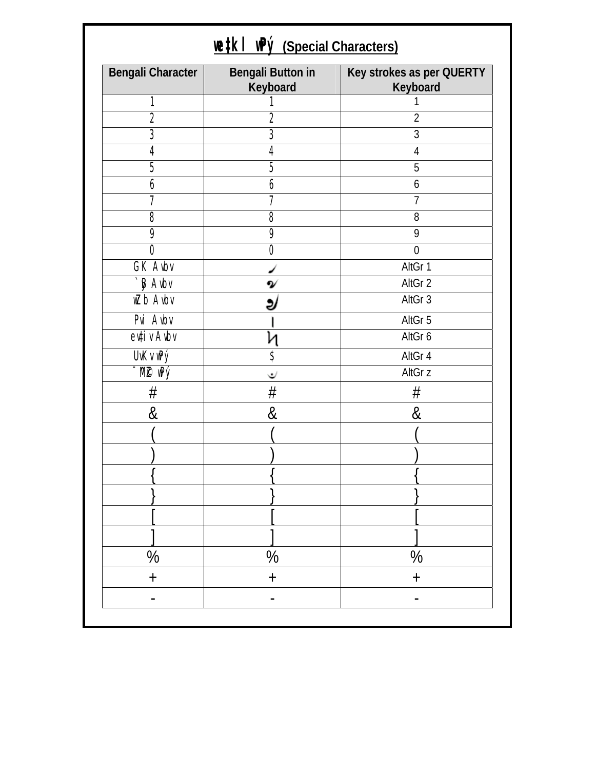# we‡kl wPý (Special Characters)

| Bengali Character | Bengali Button in Keyboard | Key strokes as per QUERTY Keyboard |
|---|---|---|
| 1 | 1 | 1 |
| 2 | 2 | 2 |
| 3 | 3 | 3 |
| 4 | 4 | 4 |
| 5 | 5 | 5 |
| 6 | 6 | 6 |
| 7 | 7 | 7 |
| 8 | 8 | 8 |
| 9 | 9 | 9 |
| 0 | 0 | 0 |
| GK Avbv | ৴ | AltGr 1 |
| `yB Avbv | ৵ | AltGr 2 |
| wZb Avbv | ৶ | AltGr 3 |
| Pvi Avbv | ৷ | AltGr 5 |
| ev‡iv Avbv | ৸ | AltGr 6 |
| UvKv wPý | ৳ | AltGr 4 |
| ¯MZ© wPý | ঁ | AltGr z |
| # | # | # |
| & | & | & |
| ( | ( | ( |
| ) | ) | ) |
| { | { | { |
| } | } | } |
| [ | [ | [ |
| ] | ] | ] |
| % | % | % |
| + | + | + |
| - | - | - |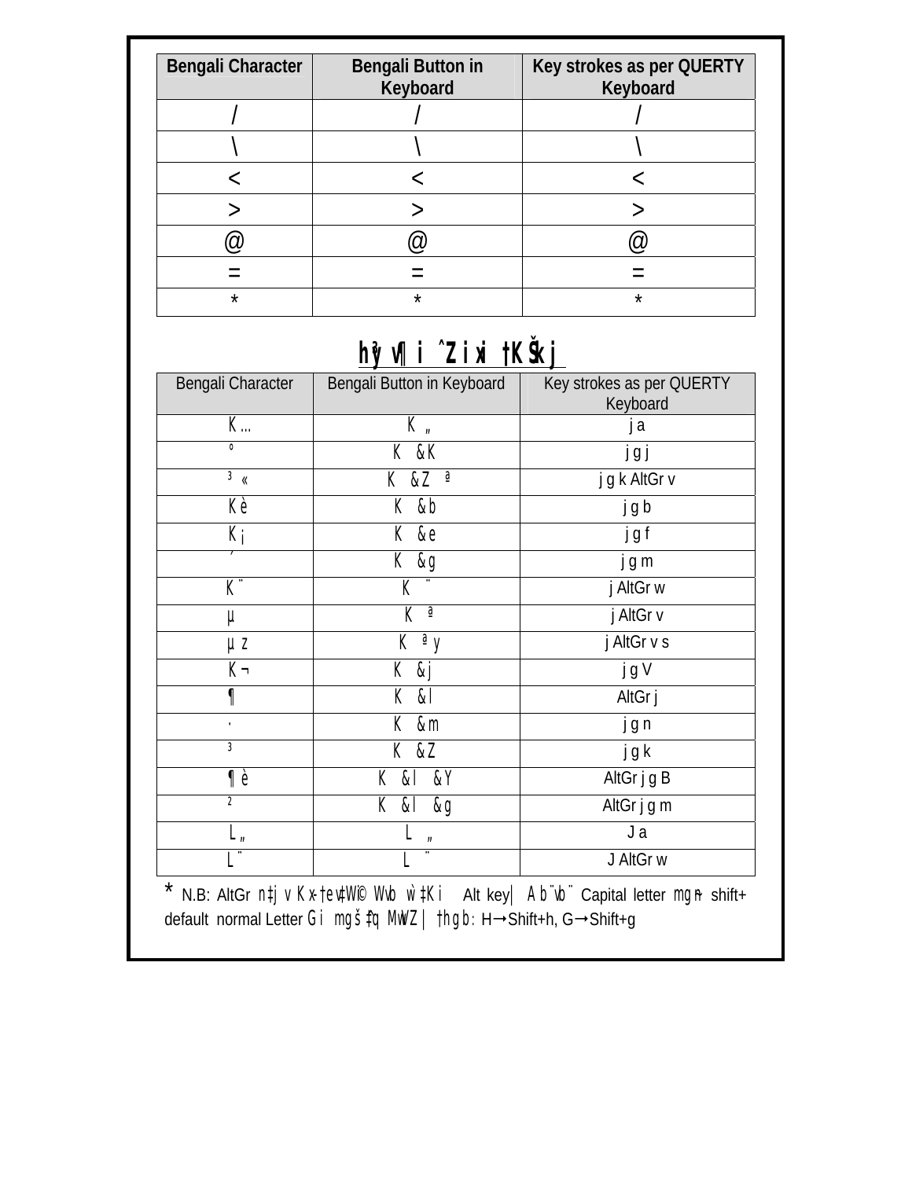| Bengali Character | Bengali Button in Keyboard | Key strokes as per QUERTY Keyboard |
|---|---|---|
| / | / | / |
| \ | \ | \ |
| < | < | < |
| > | > | > |
| @ | @ | @ |
| = | = | = |
| * | * | * |

## hy³vÿi ˆZixi †KŠkj

| Bengali Character | Bengali Button in Keyboard | Key strokes as per QUERTY Keyboard |
|---|---|---|
| K… | K „ | j a |
| º | K &K | j g j |
| ³« | K &Z ª | j g k AltGr v |
| Kè | K &b | j g b |
| K¡ | K &e | j g f |
| ’ | K &g | j g m |
| K¨ | K ¨ | j AltGr w |
| µ | K ª | j AltGr v |
| µz | K ªy | j AltGr v s |
| K¬ | K &j | j g V |
| ¶ | K &l | AltGr j |
| ' | K &m | j g n |
| ³ | K &Z | j g k |
| ¶è | K &l &Y | AltGr j g B |
| ² | K &l &g | AltGr j g m |
| L„ | L „ | J a |
| L¨ | L ¨ | J AltGr w |

* N.B: AltGr n‡j v Kx-†evW©i Wvb w`‡Ki Alt key| Ab¨vb¨ Capital letter mgn shift+ default normal Letter Gi mgš^‡q MwVZ| †hgb: H→Shift+h, G→Shift+g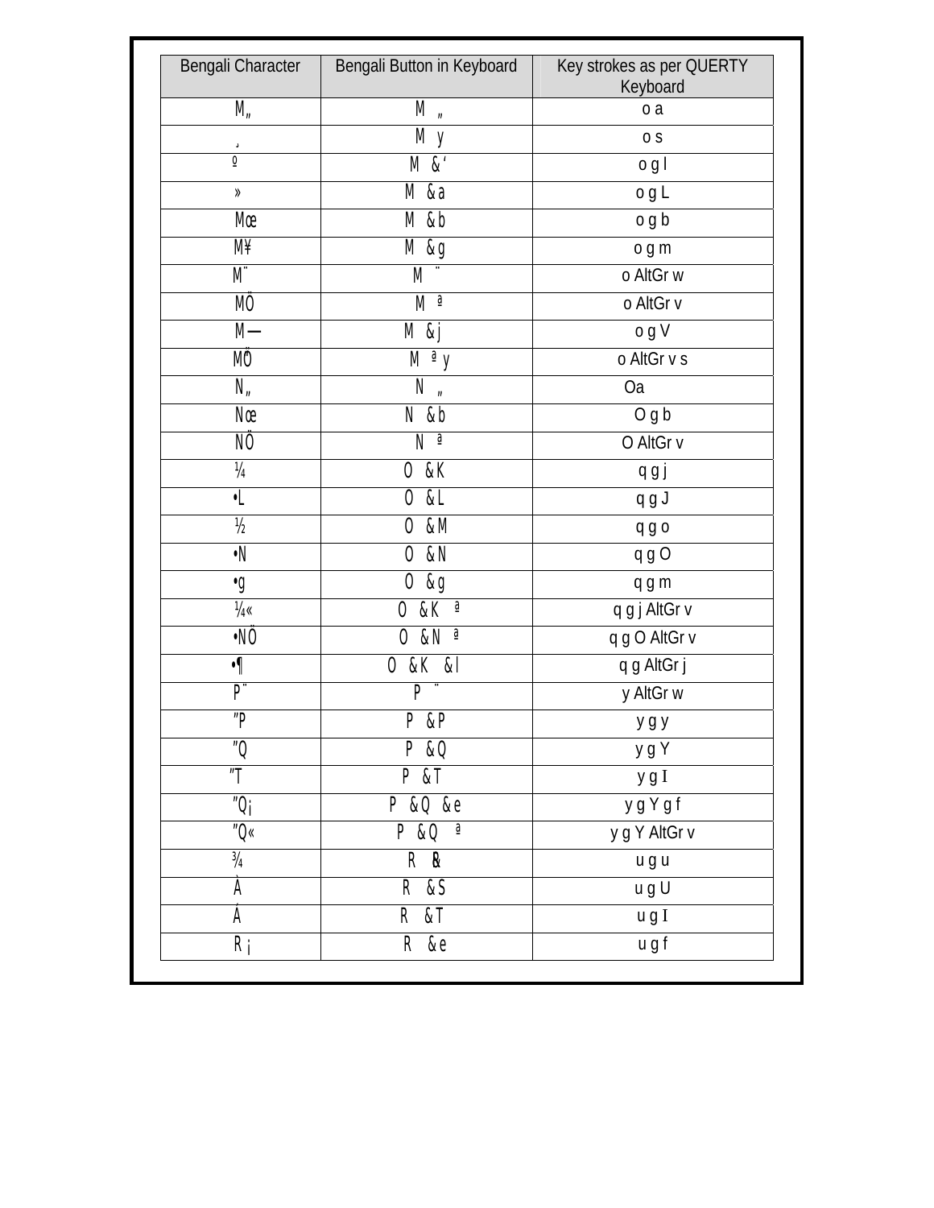| Bengali Character | Bengali Button in Keyboard | Key strokes as per QUERTY Keyboard |
| --- | --- | --- |
| M„ | M „ | o a |
| ¸ | M y | o s |
| º | M &' | o g l |
| » | M &a | o g L |
| Mœ | M &b | o g b |
| M¥ | M &g | o g m |
| M¨ | M ¨ | o AltGr w |
| MÖ | M ª | o AltGr v |
| M— | M &j | o g V |
| MÖ̈ | M ª y | o AltGr v s |
| N„ | N „ | Oa |
| Nœ | N &b | O g b |
| NÖ | N ª | O AltGr v |
| ¼ | O &K | q g j |
| •L | O &L | q g J |
| ½ | O &M | q g o |
| •N | O &N | q g O |
| •g | O &g | q g m |
| ¼« | O &K ª | q g j AltGr v |
| •NÖ | O &N ª | q g O AltGr v |
| •¶ | O &K &l | q g AltGr j |
| P¨ | P ¨ | y AltGr w |
| ″P | P &P | y g y |
| ″Q | P &Q | y g Y |
| ″T | P &T | y g I |
| ″Q¡ | P &Q &e | y g Y g f |
| ″Q« | P &Q ª | y g Y AltGr v |
| ¾ | R &R | u g u |
| À | R &S | u g U |
| Á | R &T | u g I |
| R¡ | R &e | u g f |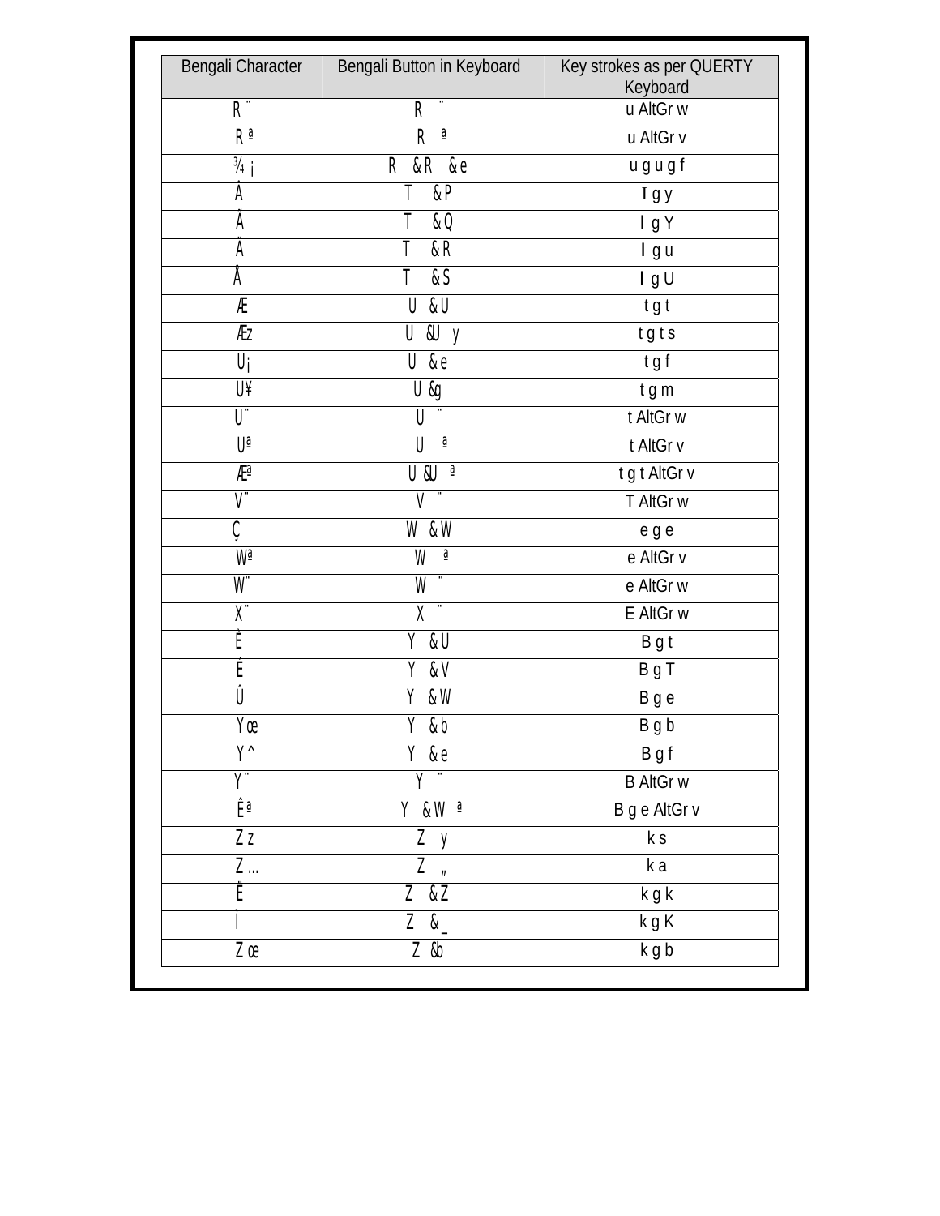| Bengali Character | Bengali Button in Keyboard | Key strokes as per QUERTY Keyboard |
|---|---|---|
| R¨ | R ¨ | u AltGr w |
| Rª | R ª | u AltGr v |
| ¾¡ | R &R &e | u g u g f |
| Â | T &P | I g y |
| Ã | T &Q | I g Y |
| Ä | T &R | I g u |
| Å | T &S | I g U |
| Æ | U &U | t g t |
| Æz | U &U y | t g t s |
| U¡ | U &e | t g f |
| U¥ | U &g | t g m |
| U¨ | U ¨ | t AltGr w |
| Uª | U ª | t AltGr v |
| Æª | U &U ª | t g t AltGr v |
| V¨ | V ¨ | T AltGr w |
| Ç | W &W | e g e |
| Wª | W ª | e AltGr v |
| W¨ | W ¨ | e AltGr w |
| X¨ | X ¨ | E AltGr w |
| È | Y &U | B g t |
| É | Y &V | B g T |
| Û | Y &W | B g e |
| Yœ | Y &b | B g b |
| Y^ | Y &e | B g f |
| Y¨ | Y ¨ | B AltGr w |
| Èª | Y &W ª | B g e AltGr v |
| Zz | Z y | k s |
| Z… | Z „ | k a |
| Ë | Z &Z | k g k |
| Ì | Z &_ | k g K |
| Zœ | Z &b | k g b |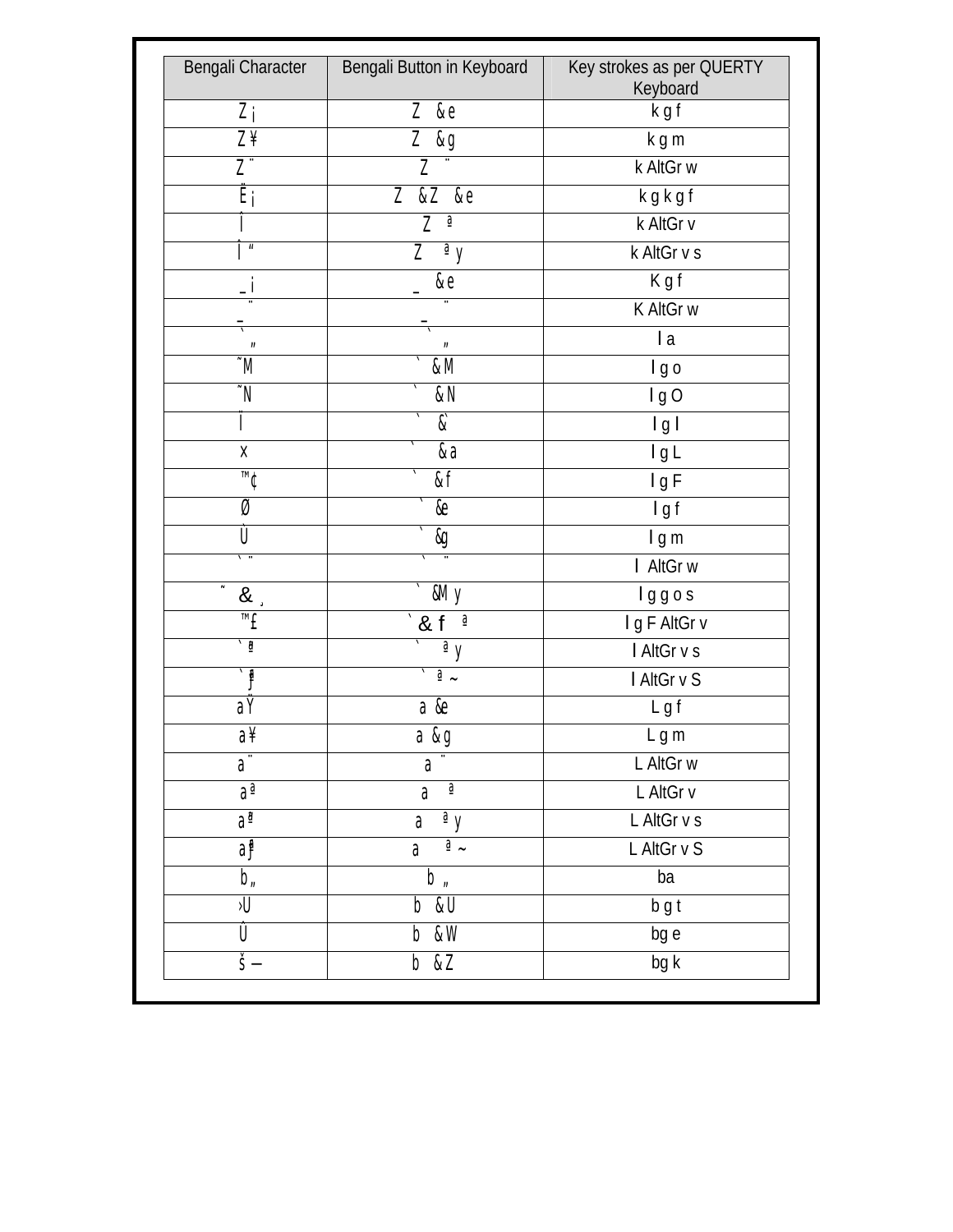| Bengali Character | Bengali Button in Keyboard | Key strokes as per QUERTY Keyboard |
| --- | --- | --- |
| Z¡ | Z &e | k g f |
| Z¥ | Z &g | k g m |
| Z¨ | Z ¨ | k AltGr w |
| Ë¡ | Z &Z &e | k g k g f |
| Î | Z ª | k AltGr v |
| Î" | Z ª y | k AltGr v s |
| _¡ | _ &e | K g f |
| _¨ | _ ¨ | K AltGr w |
| `" | `" | l a |
| ˜M | ` &M | l g o |
| ˜N | ` &N | l g O |
| Ï | ` &` | l g l |
| × | ` &a | l g L |
| ™¢ | ` &f | l g F |
| Ø | ` &e | l g f |
| Ù | ` &g | l g m |
| `¨ | ` ¨ | l AltGr w |
| ˜ &¸ | ` &M y | l g g o s |
| ™£ | ` & f ª | l g F AltGr v |
| `ª | ` ª y | l AltGr v s |
| `ƒ | ` ª ~ | l AltGr v S |
| aŸ | a &e | L g f |
| a¥ | a &g | L g m |
| a¨ | a ¨ | L AltGr w |
| aª | a ª | L AltGr v |
| aª | a ª y | L AltGr v s |
| aƒ | a ª ~ | L AltGr v S |
| b„ | b „ | ba |
| ›U | b &U | b g t |
| Û | b &W | bg e |
| š— | b &Z | bg k |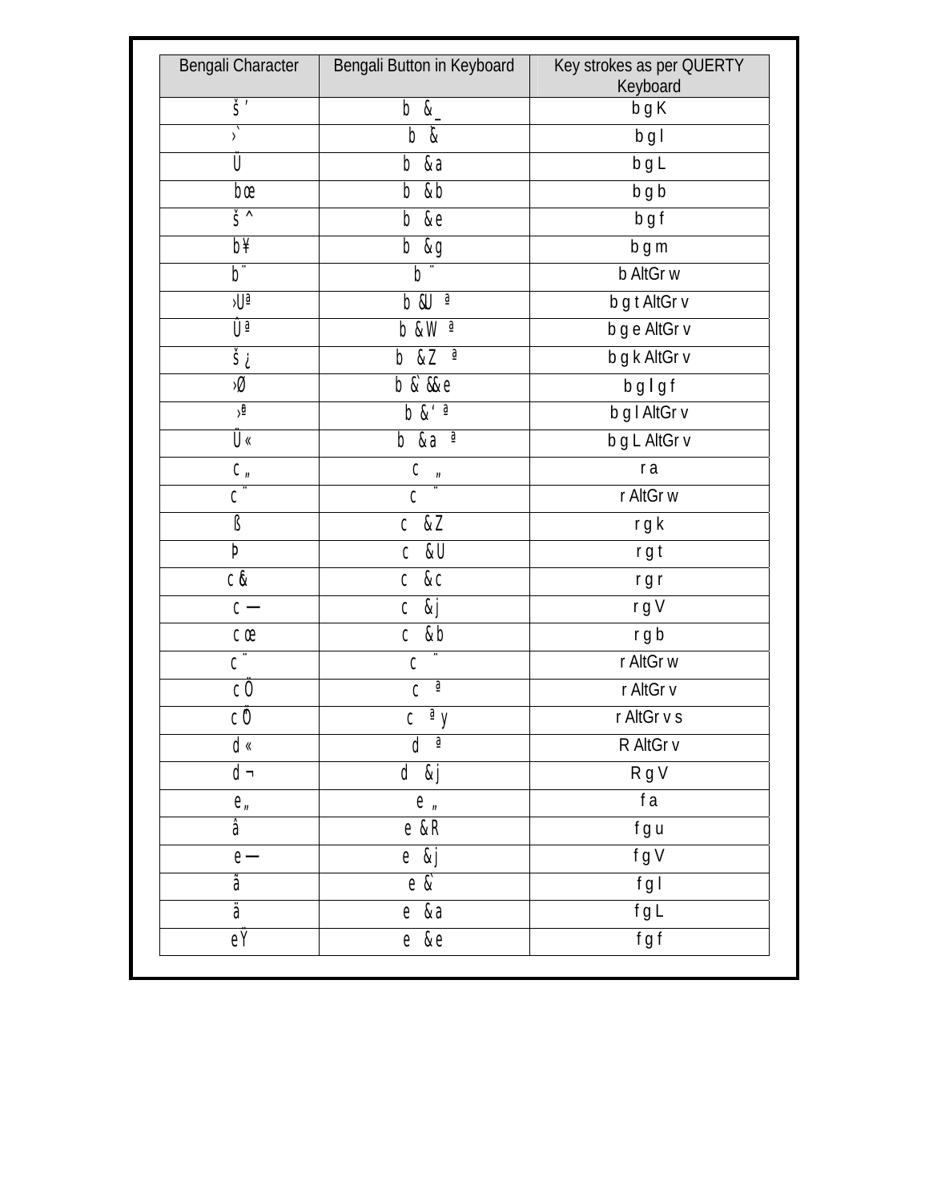| Bengali Character | Bengali Button in Keyboard | Key strokes as per QUERTY Keyboard |
|---|---|---|
| š ’ | b &_ | b g K |
| ›` | b & | b g l |
| Ü | b &a | b g L |
| bœ | b &b | b g b |
| š ^ | b &e | b g f |
| b¥ | b &g | b g m |
| b¨ | b ¨ | b AltGr w |
| ›Uª | b &U ª | b g t AltGr v |
| Ûª | b &W ª | b g e AltGr v |
| š¿ | b &Z ª | b g k AltGr v |
| ›Ø | b &`&e | b g l g f |
| ›ª | b &‘ ª | b g l AltGr v |
| Ü« | b &a ª | b g L AltGr v |
| c„ | c „ | r a |
| c¨ | c ¨ | r AltGr w |
| ß | c &Z | r g k |
| Þ | c &U | r g t |
| c& | c &c | r g r |
| c — | c &j | r g V |
| cœ | c &b | r g b |
| c¨ | c ¨ | r AltGr w |
| cÖ | c ª | r AltGr v |
| cÖ̈ | c ª y | r AltGr v s |
| d« | d ª | R AltGr v |
| d¬ | d &j | R g V |
| e„ | e „ | f a |
| â | e &R | f g u |
| e — | e &j | f g V |
| ã | e &` | f g l |
| ä | e &a | f g L |
| eŸ | e &e | f g f |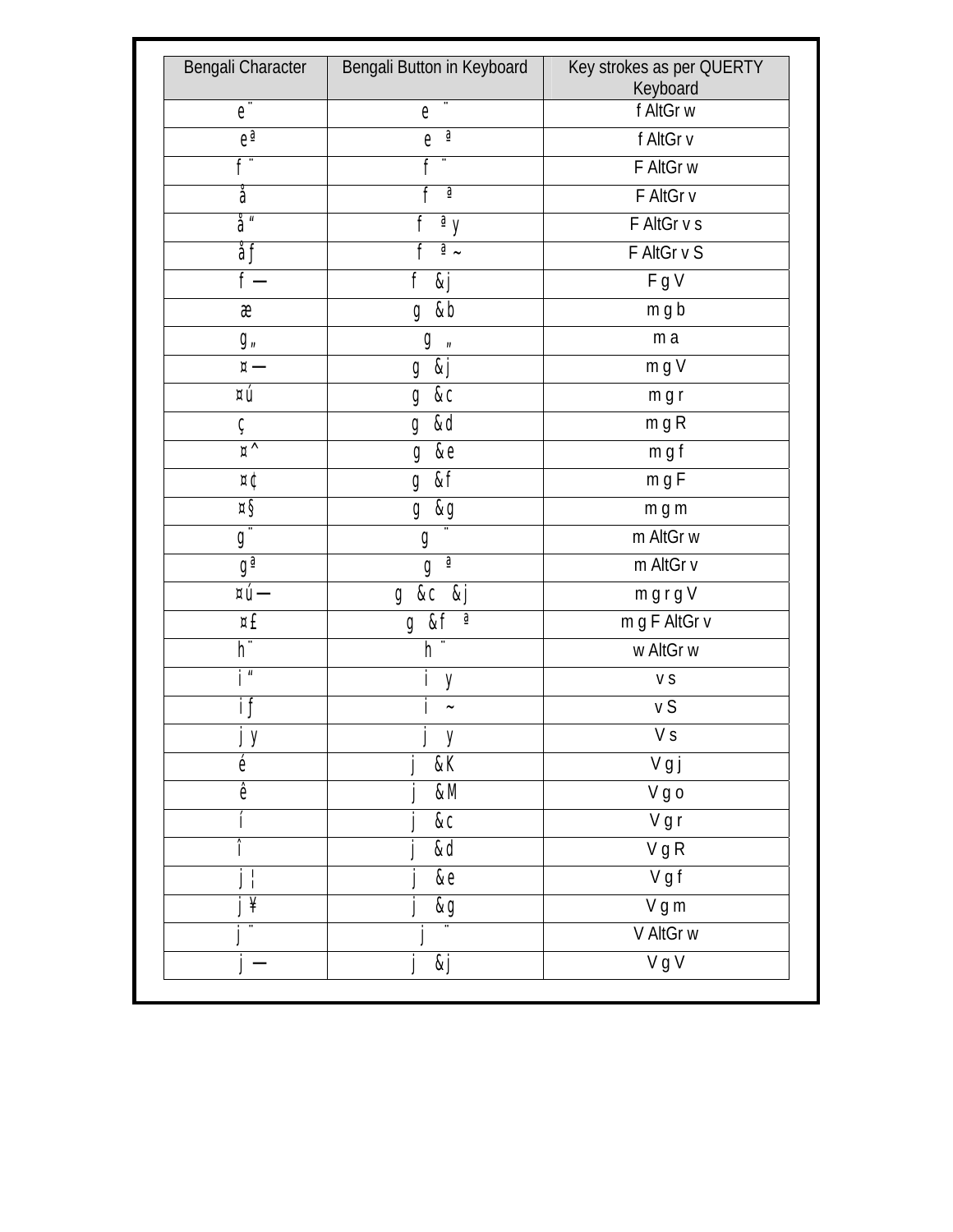| Bengali Character | Bengali Button in Keyboard | Key strokes as per QUERTY Keyboard |
|---|---|---|
| e¨ | e ¨ | f AltGr w |
| eª | e ª | f AltGr v |
| f¨ | f ¨ | F AltGr w |
| å | f ª | F AltGr v |
| å“ | f ª y | F AltGr v s |
| åƒ | f ª ~ | F AltGr v S |
| f — | f &j | F g V |
| æ | g &b | m g b |
| g„ | g „ | m a |
| ¤— | g &j | m g V |
| ¤ú | g &c | m g r |
| ç | g &d | m g R |
| ¤^ | g &e | m g f |
| ¤¢ | g &f | m g F |
| ¤§ | g &g | m g m |
| g¨ | g ¨ | m AltGr w |
| gª | g ª | m AltGr v |
| ¤ú— | g &c &j | m g r g V |
| ¤£ | g &f ª | m g F AltGr v |
| h¨ | h ¨ | w AltGr w |
| i“ | i y | v s |
| iƒ | i ~ | v S |
| j y | j y | V s |
| é | j &K | V g j |
| ê | j &M | V g o |
| í | j &c | V g r |
| î | j &d | V g R |
| j¦ | j &e | V g f |
| j¥ | j &g | V g m |
| j¨ | j ¨ | V AltGr w |
| j — | j &j | V g V |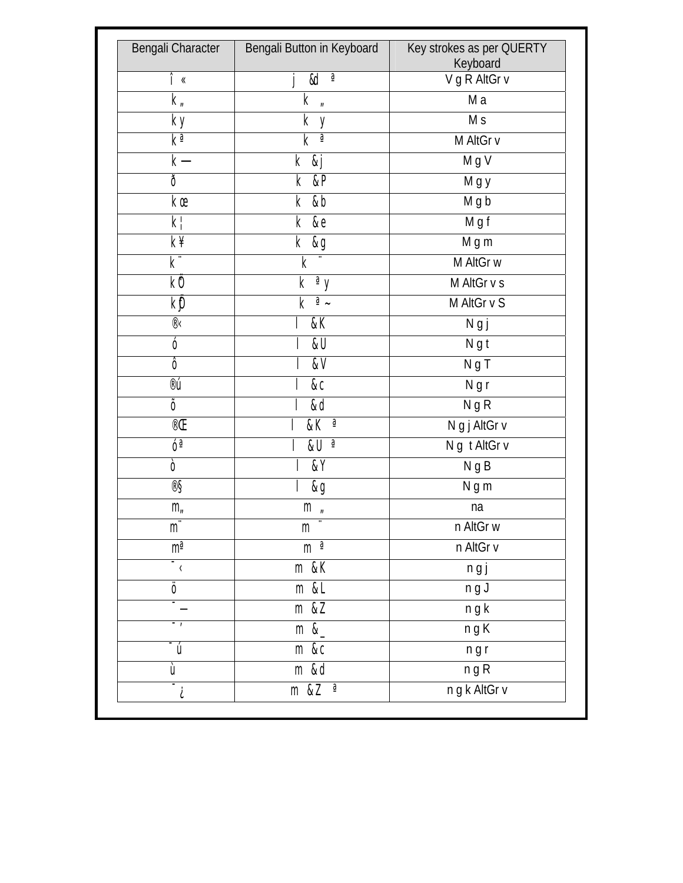| Bengali Character | Bengali Button in Keyboard | Key strokes as per QUERTY Keyboard |
|---|---|---|
| î « | j &d ª | V g R AltGr v |
| k„ | k „ | M a |
| ky | k y | M s |
| kª | k ª | M AltGr v |
| k— | k &j | M g V |
| ð | k &P | M g y |
| kœ | k &b | M g b |
| k¦ | k &e | M g f |
| k¥ | k &g | M g m |
| k¨ | k ¨ | M AltGr w |
| kÖ | k ª y | M AltGr v s |
| kÐ | k ª ~ | M AltGr v S |
| ®‹ | l &K | N g j |
| ó | l &U | N g t |
| ô | l &V | N g T |
| ®ú | l &c | N g r |
| õ | l &d | N g R |
| ®Œ | l &K ª | N g j AltGr v |
| óª | l &U ª | N g t AltGr v |
| ò | l &Y | N g B |
| ®§ | l &g | N g m |
| m„ | m „ | na |
| m¨ | m ¨ | n AltGr w |
| mª | m ª | n AltGr v |
| ¯‹ | m &K | n g j |
| ö | m &L | n g J |
| ¯— | m &Z | n g k |
| ¯’ | m &_ | n g K |
| ¯ú | m &c | n g r |
| ù | m &d | n g R |
| ¯¿ | m &Z ª | n g k AltGr v |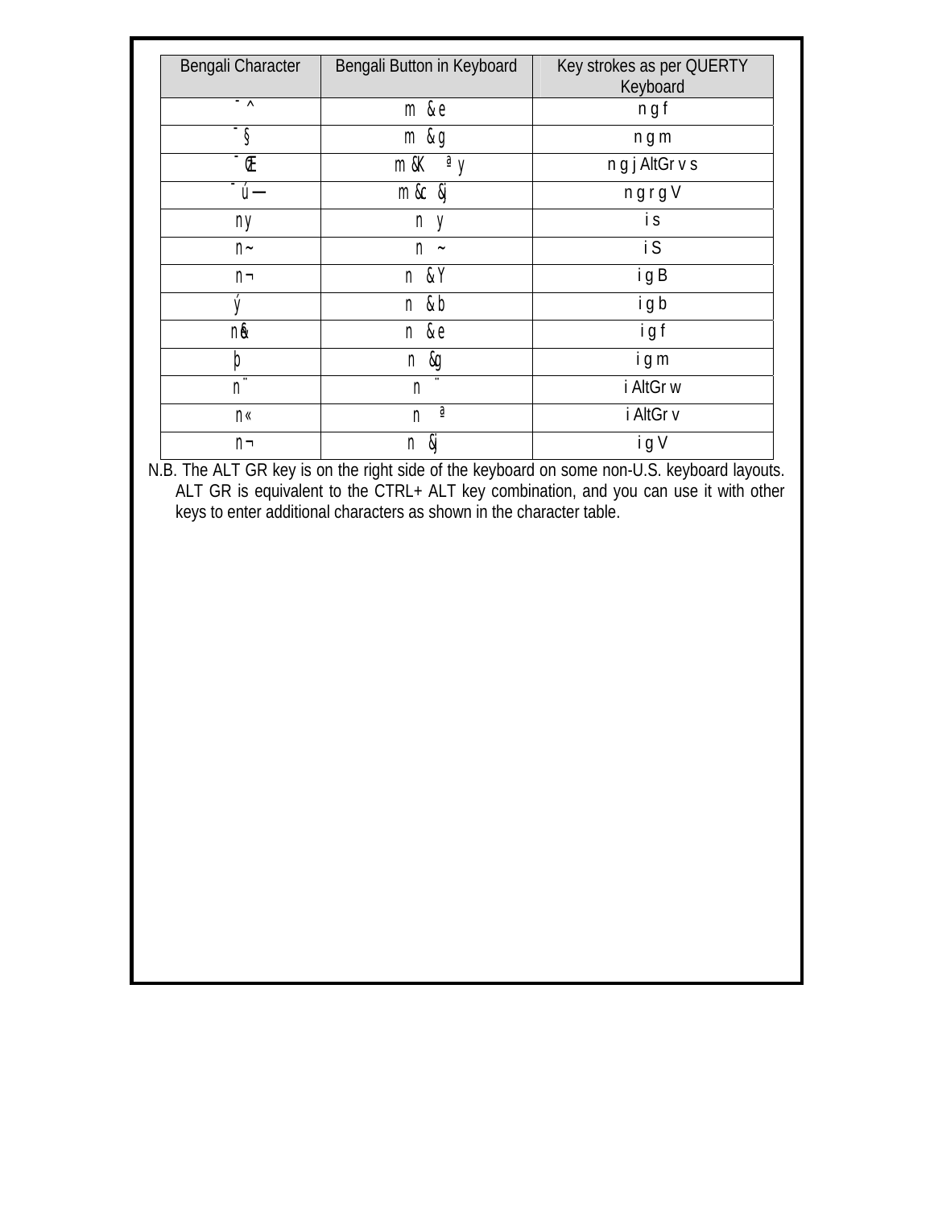| Bengali Character | Bengali Button in Keyboard | Key strokes as per QUERTY Keyboard |
|---|---|---|
| ˉ^ | m &e | n g f |
| ˉ§ | m &g | n g m |
| ˉŒ | m &K ªy | n g j AltGr v s |
| ˉú— | m &c &j | n g r g V |
| ny | n y | i s |
| n~ | n ~ | i S |
| n¬ | n &Y | i g B |
| ý | n &b | i g b |
| n& | n &e | i g f |
| þ | n &g | i g m |
| n¨ | n ¨ | i AltGr w |
| n« | n ª | i AltGr v |
| n¬ | n &j | i g V |

N.B. The ALT GR key is on the right side of the keyboard on some non-U.S. keyboard layouts. ALT GR is equivalent to the CTRL+ ALT key combination, and you can use it with other keys to enter additional characters as shown in the character table.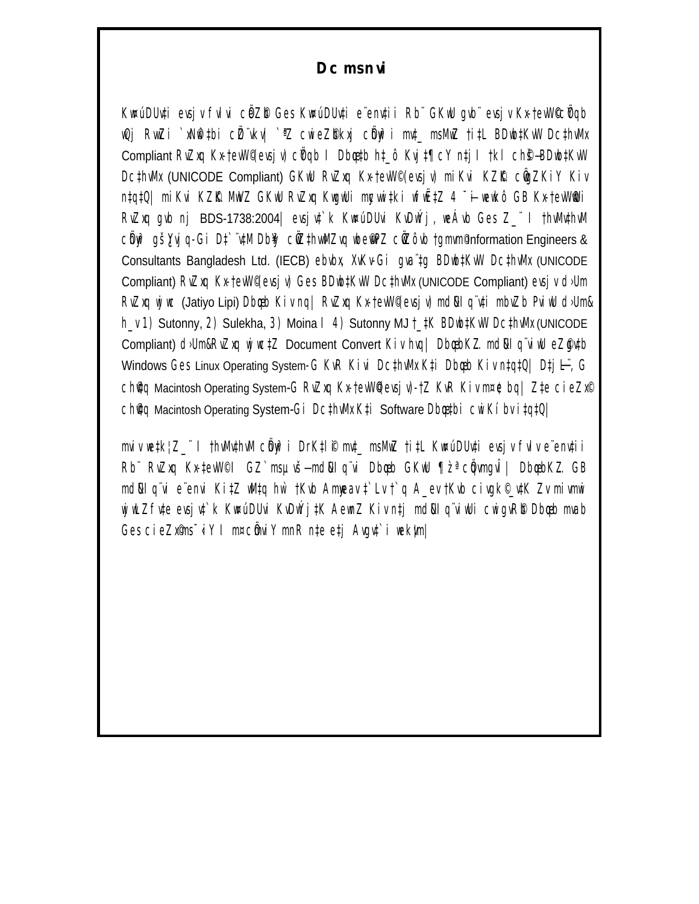**Dc msnvi**

KwмúDUvti evsjv fvlvi cëZ© Ges KwмúDUvti e¨envtii Rb¨ GKwU gvb¨ evsjv Kx-†evW©cÖqb wQj RvwZi `xN©w`tbi cÖZ¨vkv| `¯Z cwieZ©kxj cÖhyw³ i mvt\_ msMwZ †i‡L BDwb‡KvW Dc‡hvMx Compliant RvZxq Kx-†evW©(evsjv) cÖqb I Dbœqtb h‡\_ô Kvj‡¶cY n‡jI †kl ch©š—BDwb‡KvW Dc‡hvMx (UNICODE Compliant) GKwU RvZxq Kx-†evW©(evsjv) miKvi KZ©K cÖgvZKiY Kiv n‡q‡Q| miKvi KZ©K MwVZ GKwU RvZxq KwgwUi mycwik‡ki wfwˇZ 4 ¯—i-wewkô GB Kx-†evW©wU RvZxq gvb nj BDS-1738:2004| evsjv‡`k KwмúDUvi KvDwÝj, weÁvb Ges Z\_¨ I †hvMv‡hvM cÖhyw³ gš¿Yvjq-Gi D‡`¨v‡M Db¥y³ cÖZ‡hvwMZvq wbe©vPZ cÖwZôvb †gmvm© Information Engineers & Consultants Bangladesh Ltd. (IECB) ebvbx, XvKv-Gi gva¨‡g BDwb‡KvW Dc‡hvMx (UNICODE Compliant) RvZxq Kx-†evW©(evsjv) Ges BDwb‡KvW Dc‡hvMx (UNICODE Compliant) evsjv d›Um RvZxq wjwc (Jatiyo Lipi) Dbœqb Kiv nq| RvZxq Kx-†evW©(evsjv) mdUIq¨vti mbvZb PviwU d›Um& h\_v 1) Sutonny, 2) Sulekha, 3) Moina I 4) Sutonny MJ †\_‡K BDwb‡KvW Dc‡hvMx (UNICODE Compliant) d›Um&RvZxq wjwc‡Z Document Convert Kiv hvq| DbœqbKZ. mdUIq¨viwU eZ©gv‡b Windows Ges Linux Operating System-G KvR Kivi Dc‡hvMx K‡i Dbœqb Kiv n‡q‡Q| D‡jL¨, G chš@—q Macintosh Operating System-G RvZxq Kx-†evW©(evsjv)-†Z KvR Kiv m¤¢e bq| Z‡e cieZx© ch©v‡q Macintosh Operating System-Gi Dc‡hvMx K‡i Software Dbœq‡bi cwiKíbv i‡q‡Q|

mviv we‡k¦Z\_¨ I †hvMv‡hvM cÖhyw³ i DrK‡l© mvt\_ msMwZ †i‡L KwмúDUvti evsjv fvlv e¨envtii Rb¨ RvZxq Kx‡evW©I GZ`msµvš—mdUIq¨vi Dbœqb GKwU ¶z`ª cÖqvmgvÎ| DbœqbKZ. GB mdUIq¨vi e¨envi Ki‡Z wM‡q hw` †Kvb Amyweav‡`Lv †`q A\_ev †Kvb civgk©\_v‡K Zv miviwi wjwLZfv‡e evsjv‡`k KwмúDUvi KvDwÝj‡K AewnZ Kiv n‡j mdUIq¨viwUi cwigvRb© Dbœqb mvab Ges cieZx©ms¯‹iY I m¤cÖmviY mnR n‡e e‡j Avgv‡`i wek¦vm|